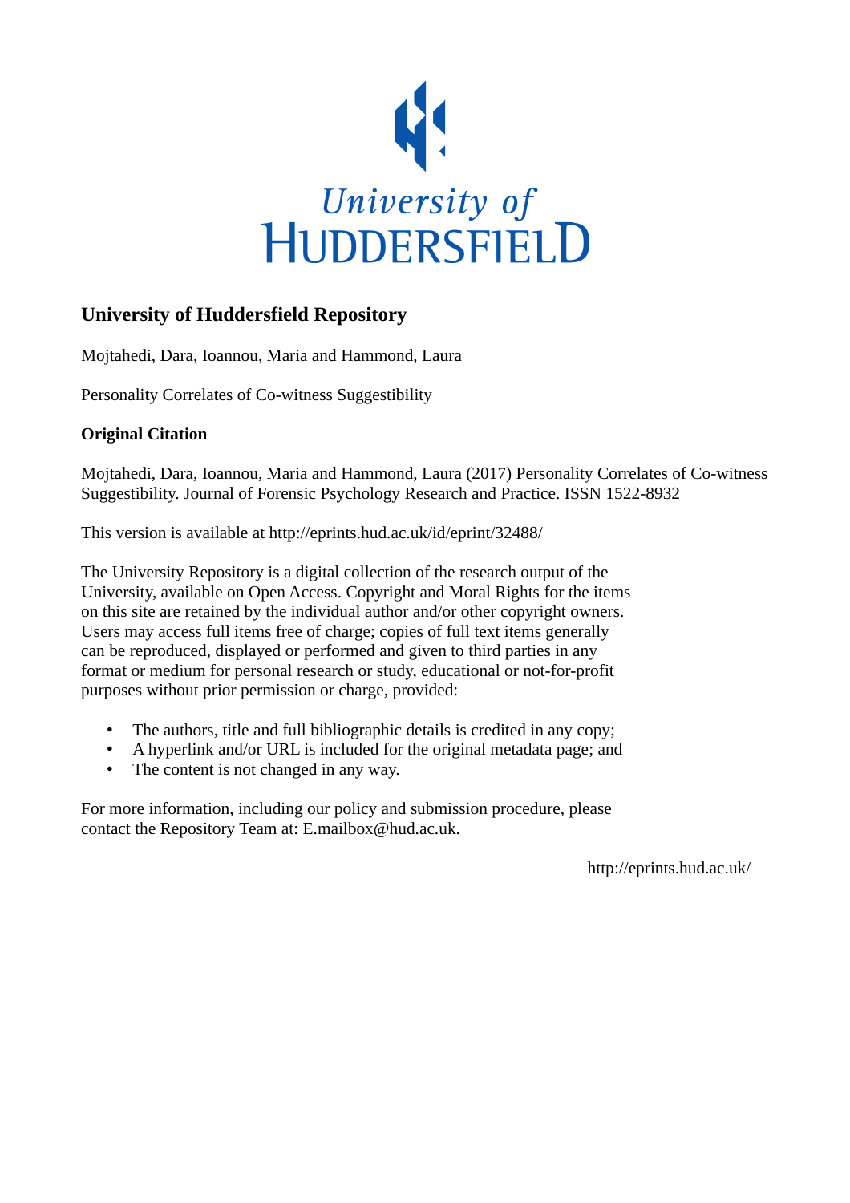University of
HUDDERSFIELD

# University of Huddersfield Repository

Mojtahedi, Dara, Ioannou, Maria and Hammond, Laura

Personality Correlates of Co-witness Suggestibility

## Original Citation

Mojtahedi, Dara, Ioannou, Maria and Hammond, Laura (2017) Personality Correlates of Co-witness Suggestibility. Journal of Forensic Psychology Research and Practice. ISSN 1522-8932

This version is available at http://eprints.hud.ac.uk/id/eprint/32488/

The University Repository is a digital collection of the research output of the University, available on Open Access. Copyright and Moral Rights for the items on this site are retained by the individual author and/or other copyright owners. Users may access full items free of charge; copies of full text items generally can be reproduced, displayed or performed and given to third parties in any format or medium for personal research or study, educational or not-for-profit purposes without prior permission or charge, provided:

- The authors, title and full bibliographic details is credited in any copy;
- A hyperlink and/or URL is included for the original metadata page; and
- The content is not changed in any way.

For more information, including our policy and submission procedure, please contact the Repository Team at: E.mailbox@hud.ac.uk.

http://eprints.hud.ac.uk/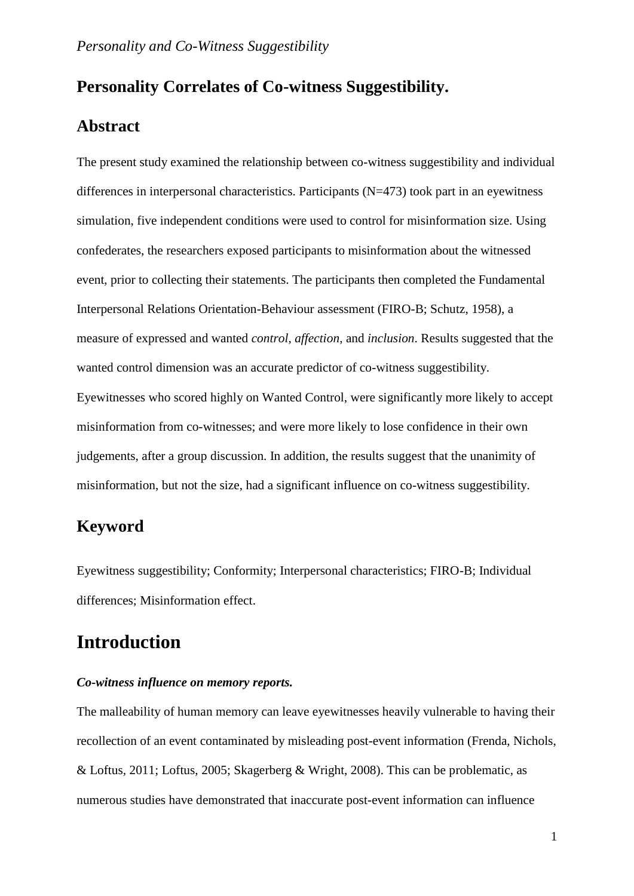# Personality Correlates of Co-witness Suggestibility.

## Abstract

The present study examined the relationship between co-witness suggestibility and individual differences in interpersonal characteristics. Participants (N=473) took part in an eyewitness simulation, five independent conditions were used to control for misinformation size. Using confederates, the researchers exposed participants to misinformation about the witnessed event, prior to collecting their statements. The participants then completed the Fundamental Interpersonal Relations Orientation-Behaviour assessment (FIRO-B; Schutz, 1958), a measure of expressed and wanted *control*, *affection*, and *inclusion*. Results suggested that the wanted control dimension was an accurate predictor of co-witness suggestibility. Eyewitnesses who scored highly on Wanted Control, were significantly more likely to accept misinformation from co-witnesses; and were more likely to lose confidence in their own judgements, after a group discussion. In addition, the results suggest that the unanimity of misinformation, but not the size, had a significant influence on co-witness suggestibility.

## Keyword

Eyewitness suggestibility; Conformity; Interpersonal characteristics; FIRO-B; Individual differences; Misinformation effect.

# Introduction

***Co-witness influence on memory reports.***

The malleability of human memory can leave eyewitnesses heavily vulnerable to having their recollection of an event contaminated by misleading post-event information (Frenda, Nichols, & Loftus, 2011; Loftus, 2005; Skagerberg & Wright, 2008). This can be problematic, as numerous studies have demonstrated that inaccurate post-event information can influence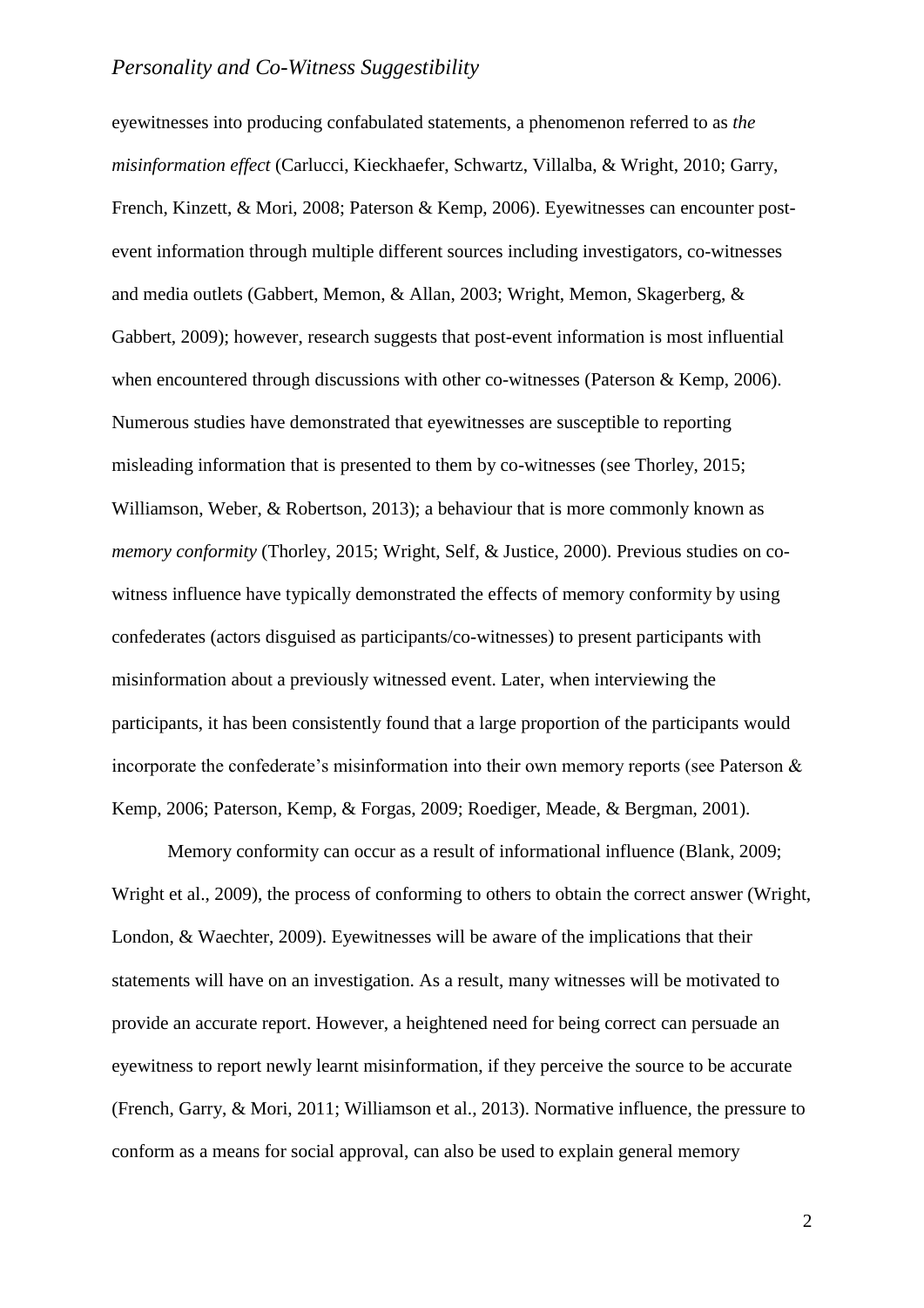eyewitnesses into producing confabulated statements, a phenomenon referred to as *the misinformation effect* (Carlucci, Kieckhaefer, Schwartz, Villalba, & Wright, 2010; Garry, French, Kinzett, & Mori, 2008; Paterson & Kemp, 2006). Eyewitnesses can encounter post-event information through multiple different sources including investigators, co-witnesses and media outlets (Gabbert, Memon, & Allan, 2003; Wright, Memon, Skagerberg, & Gabbert, 2009); however, research suggests that post-event information is most influential when encountered through discussions with other co-witnesses (Paterson & Kemp, 2006). Numerous studies have demonstrated that eyewitnesses are susceptible to reporting misleading information that is presented to them by co-witnesses (see Thorley, 2015; Williamson, Weber, & Robertson, 2013); a behaviour that is more commonly known as *memory conformity* (Thorley, 2015; Wright, Self, & Justice, 2000). Previous studies on co-witness influence have typically demonstrated the effects of memory conformity by using confederates (actors disguised as participants/co-witnesses) to present participants with misinformation about a previously witnessed event. Later, when interviewing the participants, it has been consistently found that a large proportion of the participants would incorporate the confederate's misinformation into their own memory reports (see Paterson & Kemp, 2006; Paterson, Kemp, & Forgas, 2009; Roediger, Meade, & Bergman, 2001).

Memory conformity can occur as a result of informational influence (Blank, 2009; Wright et al., 2009), the process of conforming to others to obtain the correct answer (Wright, London, & Waechter, 2009). Eyewitnesses will be aware of the implications that their statements will have on an investigation. As a result, many witnesses will be motivated to provide an accurate report. However, a heightened need for being correct can persuade an eyewitness to report newly learnt misinformation, if they perceive the source to be accurate (French, Garry, & Mori, 2011; Williamson et al., 2013). Normative influence, the pressure to conform as a means for social approval, can also be used to explain general memory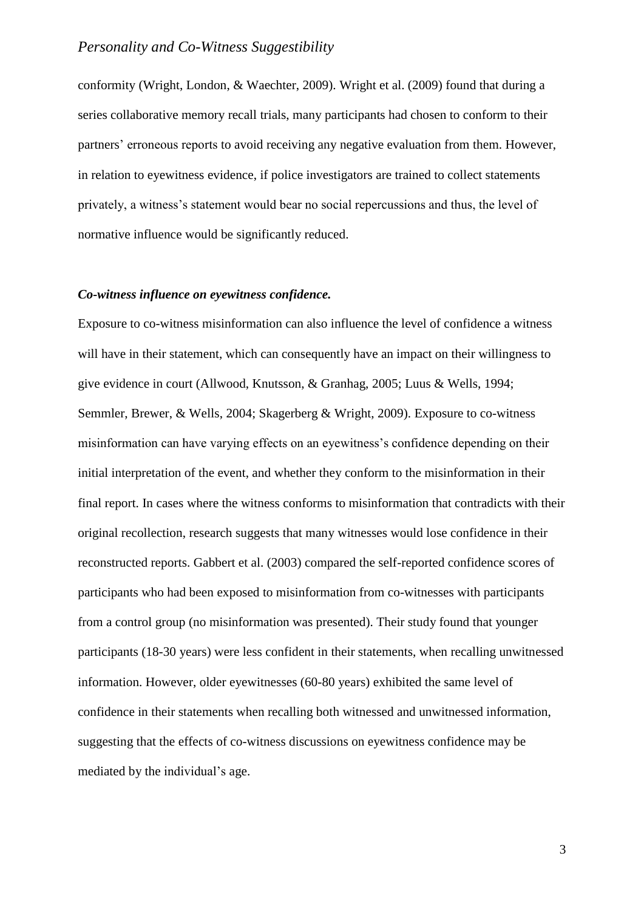conformity (Wright, London, & Waechter, 2009). Wright et al. (2009) found that during a series collaborative memory recall trials, many participants had chosen to conform to their partners' erroneous reports to avoid receiving any negative evaluation from them. However, in relation to eyewitness evidence, if police investigators are trained to collect statements privately, a witness's statement would bear no social repercussions and thus, the level of normative influence would be significantly reduced.

### *Co-witness influence on eyewitness confidence.*

Exposure to co-witness misinformation can also influence the level of confidence a witness will have in their statement, which can consequently have an impact on their willingness to give evidence in court (Allwood, Knutsson, & Granhag, 2005; Luus & Wells, 1994; Semmler, Brewer, & Wells, 2004; Skagerberg & Wright, 2009). Exposure to co-witness misinformation can have varying effects on an eyewitness's confidence depending on their initial interpretation of the event, and whether they conform to the misinformation in their final report. In cases where the witness conforms to misinformation that contradicts with their original recollection, research suggests that many witnesses would lose confidence in their reconstructed reports. Gabbert et al. (2003) compared the self-reported confidence scores of participants who had been exposed to misinformation from co-witnesses with participants from a control group (no misinformation was presented). Their study found that younger participants (18-30 years) were less confident in their statements, when recalling unwitnessed information. However, older eyewitnesses (60-80 years) exhibited the same level of confidence in their statements when recalling both witnessed and unwitnessed information, suggesting that the effects of co-witness discussions on eyewitness confidence may be mediated by the individual's age.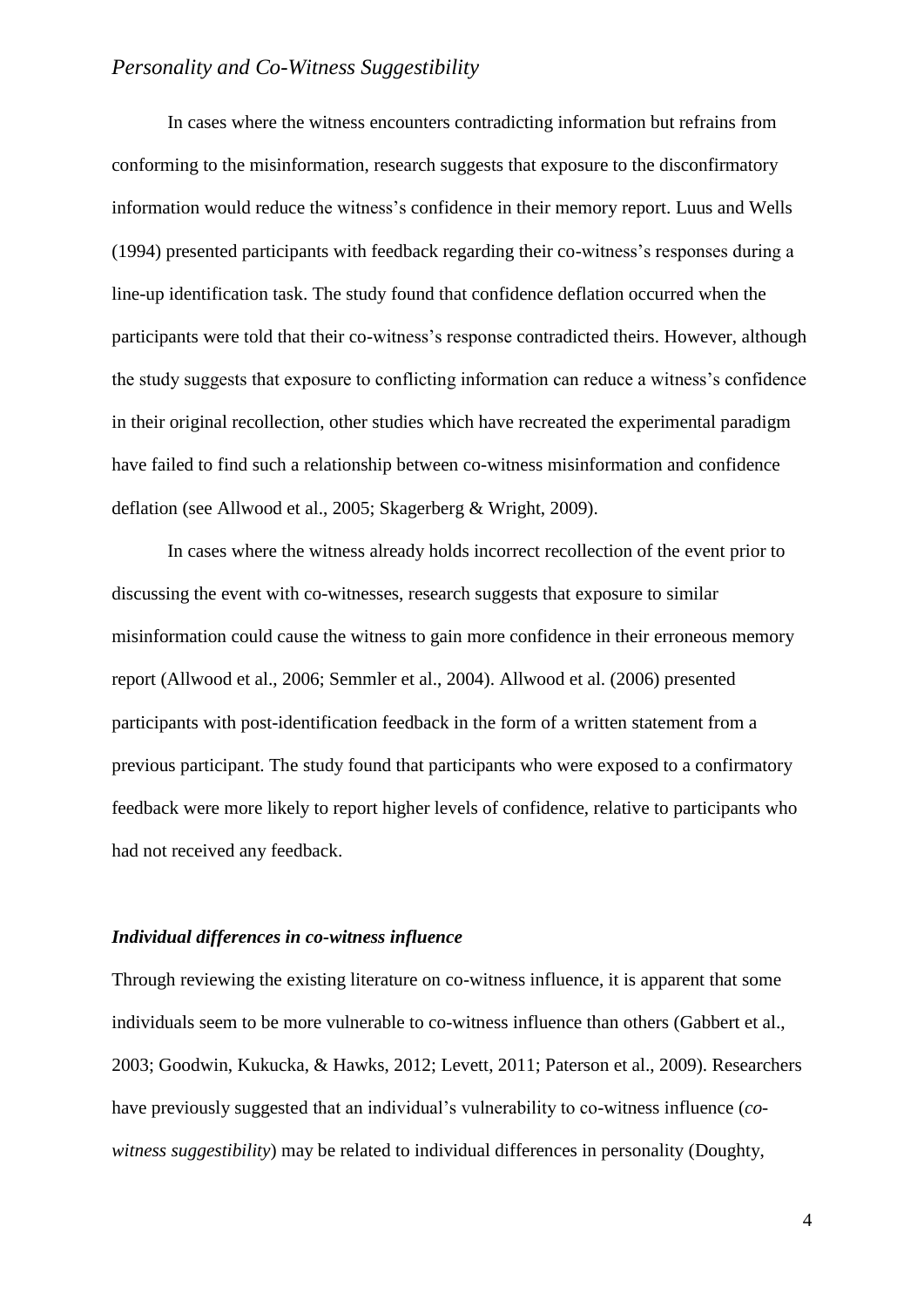In cases where the witness encounters contradicting information but refrains from conforming to the misinformation, research suggests that exposure to the disconfirmatory information would reduce the witness's confidence in their memory report. Luus and Wells (1994) presented participants with feedback regarding their co-witness's responses during a line-up identification task. The study found that confidence deflation occurred when the participants were told that their co-witness's response contradicted theirs. However, although the study suggests that exposure to conflicting information can reduce a witness's confidence in their original recollection, other studies which have recreated the experimental paradigm have failed to find such a relationship between co-witness misinformation and confidence deflation (see Allwood et al., 2005; Skagerberg & Wright, 2009).

In cases where the witness already holds incorrect recollection of the event prior to discussing the event with co-witnesses, research suggests that exposure to similar misinformation could cause the witness to gain more confidence in their erroneous memory report (Allwood et al., 2006; Semmler et al., 2004). Allwood et al. (2006) presented participants with post-identification feedback in the form of a written statement from a previous participant. The study found that participants who were exposed to a confirmatory feedback were more likely to report higher levels of confidence, relative to participants who had not received any feedback.

### *Individual differences in co-witness influence*

Through reviewing the existing literature on co-witness influence, it is apparent that some individuals seem to be more vulnerable to co-witness influence than others (Gabbert et al., 2003; Goodwin, Kukucka, & Hawks, 2012; Levett, 2011; Paterson et al., 2009). Researchers have previously suggested that an individual's vulnerability to co-witness influence (*co-witness suggestibility*) may be related to individual differences in personality (Doughty,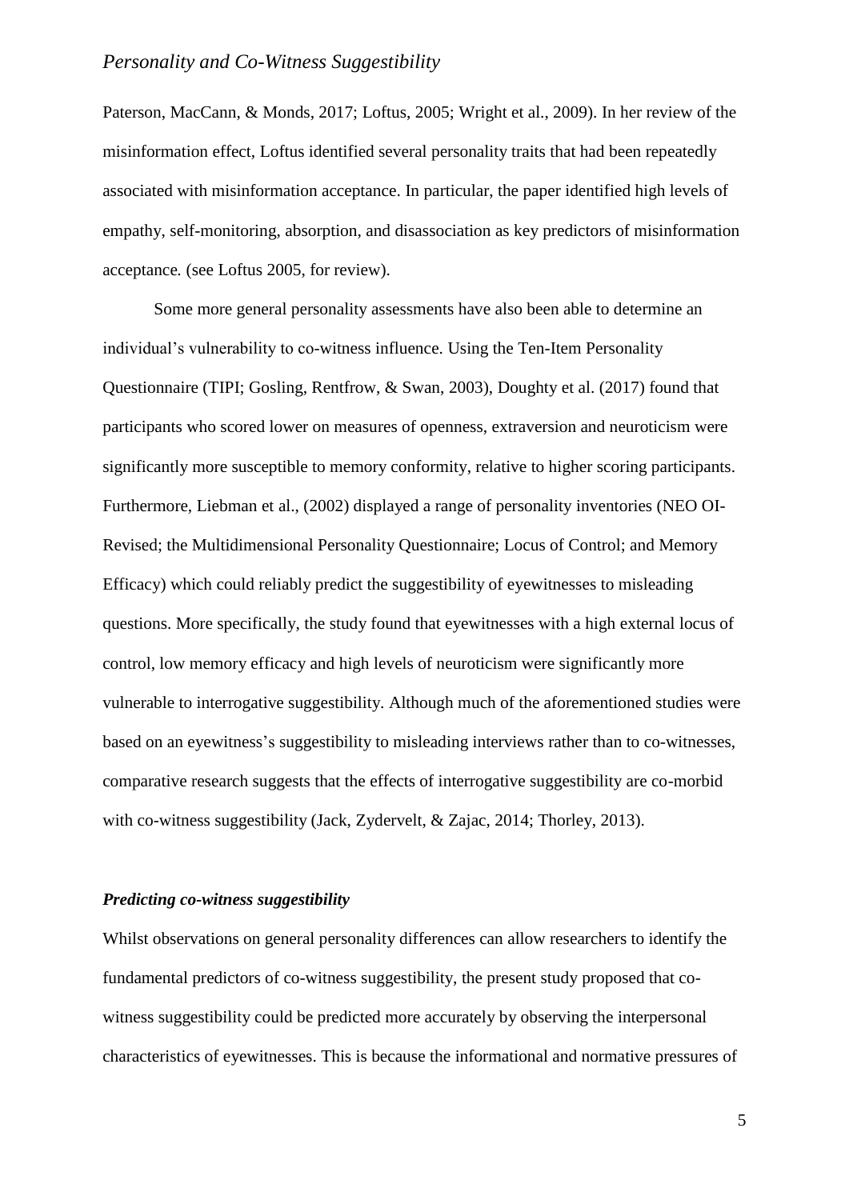Paterson, MacCann, & Monds, 2017; Loftus, 2005; Wright et al., 2009). In her review of the misinformation effect, Loftus identified several personality traits that had been repeatedly associated with misinformation acceptance. In particular, the paper identified high levels of empathy, self-monitoring, absorption, and disassociation as key predictors of misinformation acceptance. (see Loftus 2005, for review).

Some more general personality assessments have also been able to determine an individual's vulnerability to co-witness influence. Using the Ten-Item Personality Questionnaire (TIPI; Gosling, Rentfrow, & Swan, 2003), Doughty et al. (2017) found that participants who scored lower on measures of openness, extraversion and neuroticism were significantly more susceptible to memory conformity, relative to higher scoring participants. Furthermore, Liebman et al., (2002) displayed a range of personality inventories (NEO OI-Revised; the Multidimensional Personality Questionnaire; Locus of Control; and Memory Efficacy) which could reliably predict the suggestibility of eyewitnesses to misleading questions. More specifically, the study found that eyewitnesses with a high external locus of control, low memory efficacy and high levels of neuroticism were significantly more vulnerable to interrogative suggestibility. Although much of the aforementioned studies were based on an eyewitness's suggestibility to misleading interviews rather than to co-witnesses, comparative research suggests that the effects of interrogative suggestibility are co-morbid with co-witness suggestibility (Jack, Zydervelt, & Zajac, 2014; Thorley, 2013).

### *Predicting co-witness suggestibility*

Whilst observations on general personality differences can allow researchers to identify the fundamental predictors of co-witness suggestibility, the present study proposed that co-witness suggestibility could be predicted more accurately by observing the interpersonal characteristics of eyewitnesses. This is because the informational and normative pressures of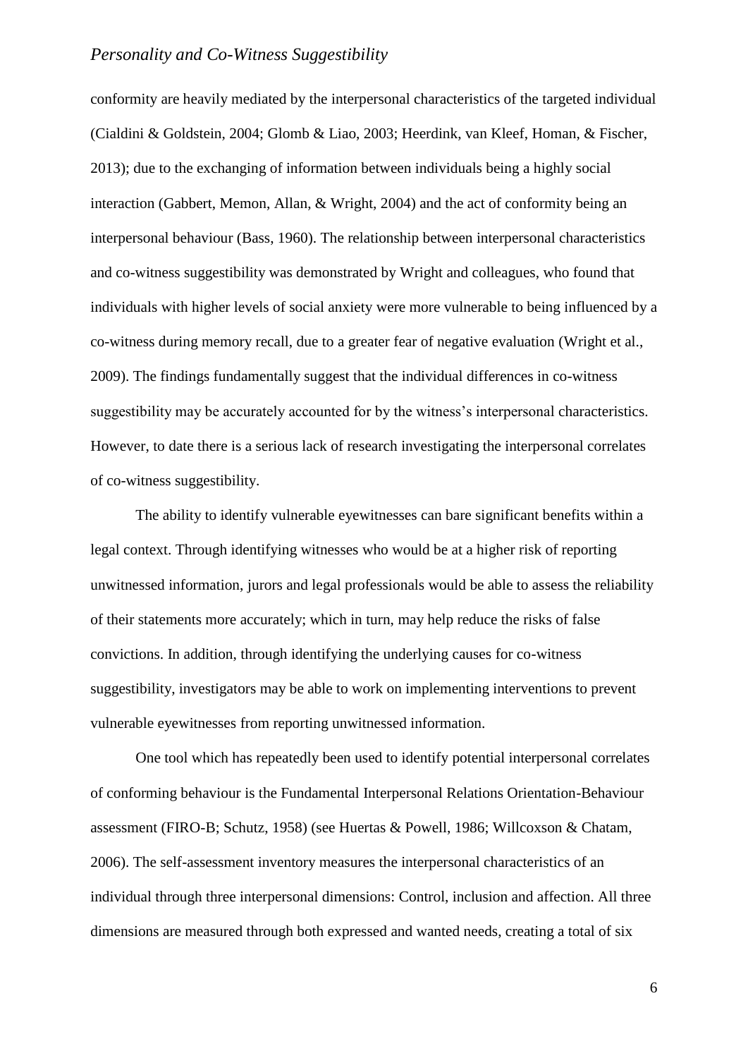conformity are heavily mediated by the interpersonal characteristics of the targeted individual (Cialdini & Goldstein, 2004; Glomb & Liao, 2003; Heerdink, van Kleef, Homan, & Fischer, 2013); due to the exchanging of information between individuals being a highly social interaction (Gabbert, Memon, Allan, & Wright, 2004) and the act of conformity being an interpersonal behaviour (Bass, 1960). The relationship between interpersonal characteristics and co-witness suggestibility was demonstrated by Wright and colleagues, who found that individuals with higher levels of social anxiety were more vulnerable to being influenced by a co-witness during memory recall, due to a greater fear of negative evaluation (Wright et al., 2009). The findings fundamentally suggest that the individual differences in co-witness suggestibility may be accurately accounted for by the witness's interpersonal characteristics. However, to date there is a serious lack of research investigating the interpersonal correlates of co-witness suggestibility.

The ability to identify vulnerable eyewitnesses can bare significant benefits within a legal context. Through identifying witnesses who would be at a higher risk of reporting unwitnessed information, jurors and legal professionals would be able to assess the reliability of their statements more accurately; which in turn, may help reduce the risks of false convictions. In addition, through identifying the underlying causes for co-witness suggestibility, investigators may be able to work on implementing interventions to prevent vulnerable eyewitnesses from reporting unwitnessed information.

One tool which has repeatedly been used to identify potential interpersonal correlates of conforming behaviour is the Fundamental Interpersonal Relations Orientation-Behaviour assessment (FIRO-B; Schutz, 1958) (see Huertas & Powell, 1986; Willcoxson & Chatam, 2006). The self-assessment inventory measures the interpersonal characteristics of an individual through three interpersonal dimensions: Control, inclusion and affection. All three dimensions are measured through both expressed and wanted needs, creating a total of six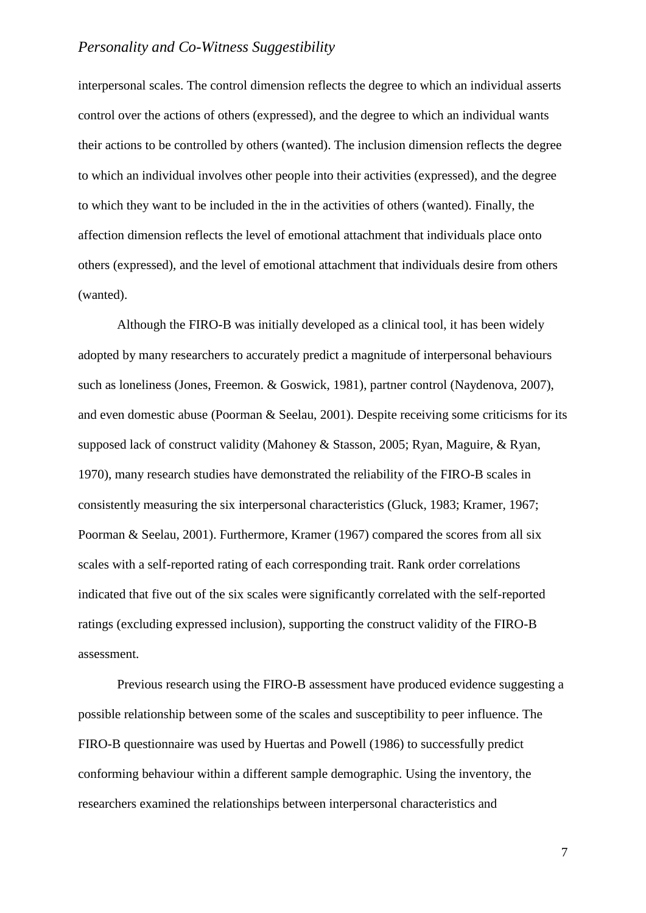interpersonal scales. The control dimension reflects the degree to which an individual asserts control over the actions of others (expressed), and the degree to which an individual wants their actions to be controlled by others (wanted). The inclusion dimension reflects the degree to which an individual involves other people into their activities (expressed), and the degree to which they want to be included in the in the activities of others (wanted). Finally, the affection dimension reflects the level of emotional attachment that individuals place onto others (expressed), and the level of emotional attachment that individuals desire from others (wanted).

Although the FIRO-B was initially developed as a clinical tool, it has been widely adopted by many researchers to accurately predict a magnitude of interpersonal behaviours such as loneliness (Jones, Freemon. & Goswick, 1981), partner control (Naydenova, 2007), and even domestic abuse (Poorman & Seelau, 2001). Despite receiving some criticisms for its supposed lack of construct validity (Mahoney & Stasson, 2005; Ryan, Maguire, & Ryan, 1970), many research studies have demonstrated the reliability of the FIRO-B scales in consistently measuring the six interpersonal characteristics (Gluck, 1983; Kramer, 1967; Poorman & Seelau, 2001). Furthermore, Kramer (1967) compared the scores from all six scales with a self-reported rating of each corresponding trait. Rank order correlations indicated that five out of the six scales were significantly correlated with the self-reported ratings (excluding expressed inclusion), supporting the construct validity of the FIRO-B assessment.

Previous research using the FIRO-B assessment have produced evidence suggesting a possible relationship between some of the scales and susceptibility to peer influence. The FIRO-B questionnaire was used by Huertas and Powell (1986) to successfully predict conforming behaviour within a different sample demographic. Using the inventory, the researchers examined the relationships between interpersonal characteristics and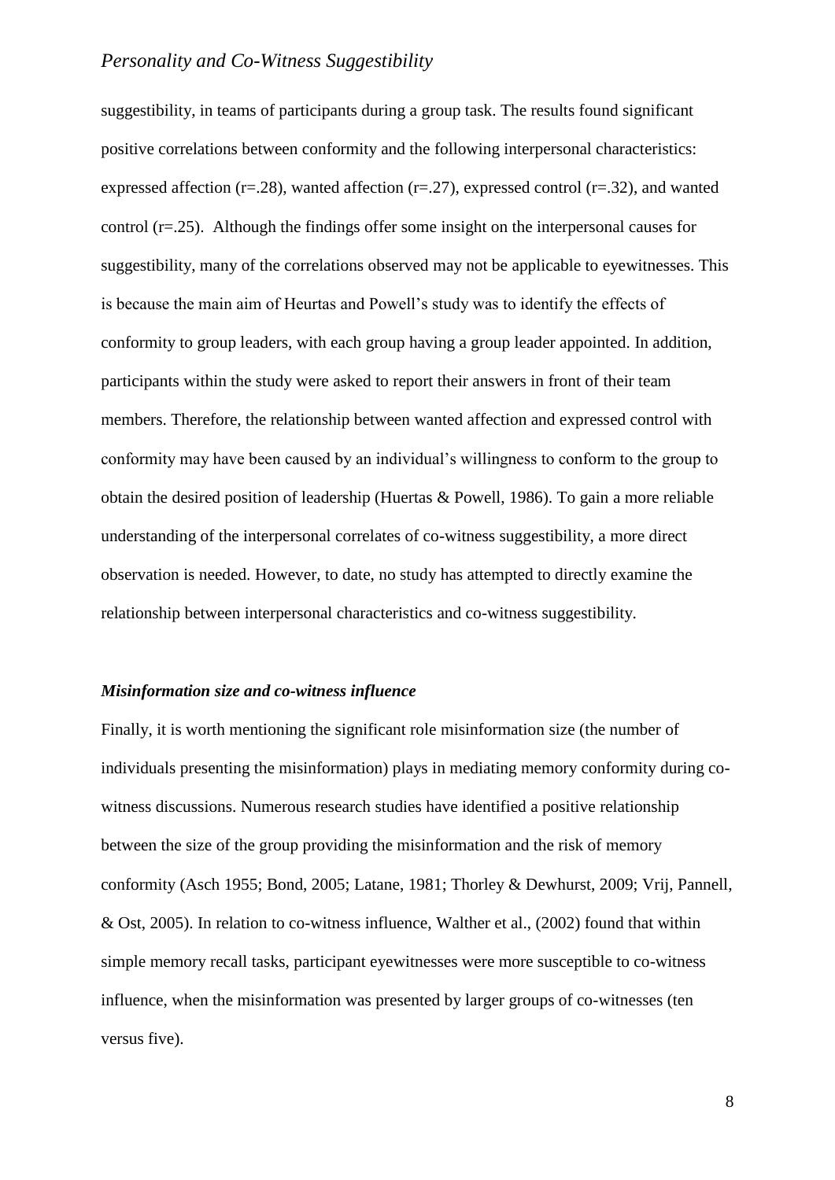suggestibility, in teams of participants during a group task. The results found significant positive correlations between conformity and the following interpersonal characteristics: expressed affection ($r=.28$), wanted affection ($r=.27$), expressed control ($r=.32$), and wanted control ($r=.25$). Although the findings offer some insight on the interpersonal causes for suggestibility, many of the correlations observed may not be applicable to eyewitnesses. This is because the main aim of Heurtas and Powell's study was to identify the effects of conformity to group leaders, with each group having a group leader appointed. In addition, participants within the study were asked to report their answers in front of their team members. Therefore, the relationship between wanted affection and expressed control with conformity may have been caused by an individual's willingness to conform to the group to obtain the desired position of leadership (Huertas & Powell, 1986). To gain a more reliable understanding of the interpersonal correlates of co-witness suggestibility, a more direct observation is needed. However, to date, no study has attempted to directly examine the relationship between interpersonal characteristics and co-witness suggestibility.

### *Misinformation size and co-witness influence*

Finally, it is worth mentioning the significant role misinformation size (the number of individuals presenting the misinformation) plays in mediating memory conformity during co-witness discussions. Numerous research studies have identified a positive relationship between the size of the group providing the misinformation and the risk of memory conformity (Asch 1955; Bond, 2005; Latane, 1981; Thorley & Dewhurst, 2009; Vrij, Pannell, & Ost, 2005). In relation to co-witness influence, Walther et al., (2002) found that within simple memory recall tasks, participant eyewitnesses were more susceptible to co-witness influence, when the misinformation was presented by larger groups of co-witnesses (ten versus five).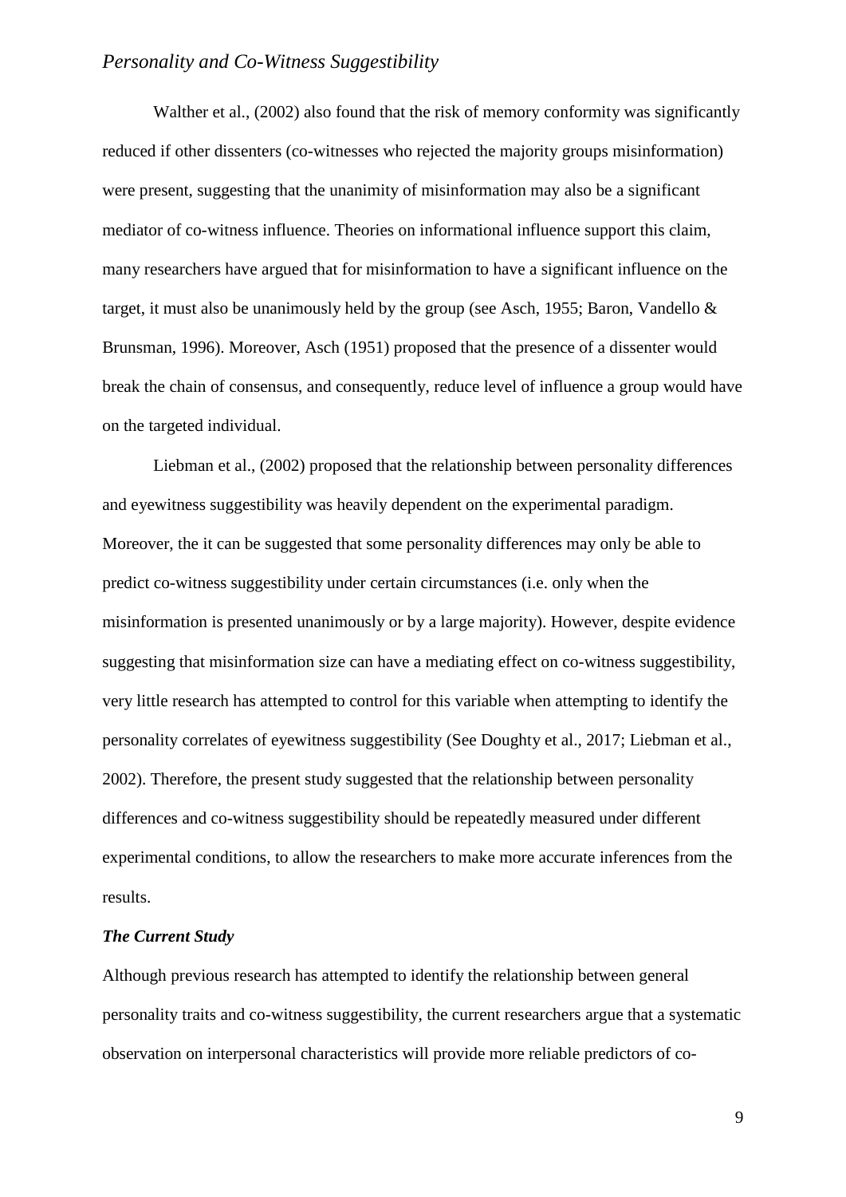Walther et al., (2002) also found that the risk of memory conformity was significantly reduced if other dissenters (co-witnesses who rejected the majority groups misinformation) were present, suggesting that the unanimity of misinformation may also be a significant mediator of co-witness influence. Theories on informational influence support this claim, many researchers have argued that for misinformation to have a significant influence on the target, it must also be unanimously held by the group (see Asch, 1955; Baron, Vandello & Brunsman, 1996). Moreover, Asch (1951) proposed that the presence of a dissenter would break the chain of consensus, and consequently, reduce level of influence a group would have on the targeted individual.

Liebman et al., (2002) proposed that the relationship between personality differences and eyewitness suggestibility was heavily dependent on the experimental paradigm. Moreover, the it can be suggested that some personality differences may only be able to predict co-witness suggestibility under certain circumstances (i.e. only when the misinformation is presented unanimously or by a large majority). However, despite evidence suggesting that misinformation size can have a mediating effect on co-witness suggestibility, very little research has attempted to control for this variable when attempting to identify the personality correlates of eyewitness suggestibility (See Doughty et al., 2017; Liebman et al., 2002). Therefore, the present study suggested that the relationship between personality differences and co-witness suggestibility should be repeatedly measured under different experimental conditions, to allow the researchers to make more accurate inferences from the results.

### *The Current Study*

Although previous research has attempted to identify the relationship between general personality traits and co-witness suggestibility, the current researchers argue that a systematic observation on interpersonal characteristics will provide more reliable predictors of co-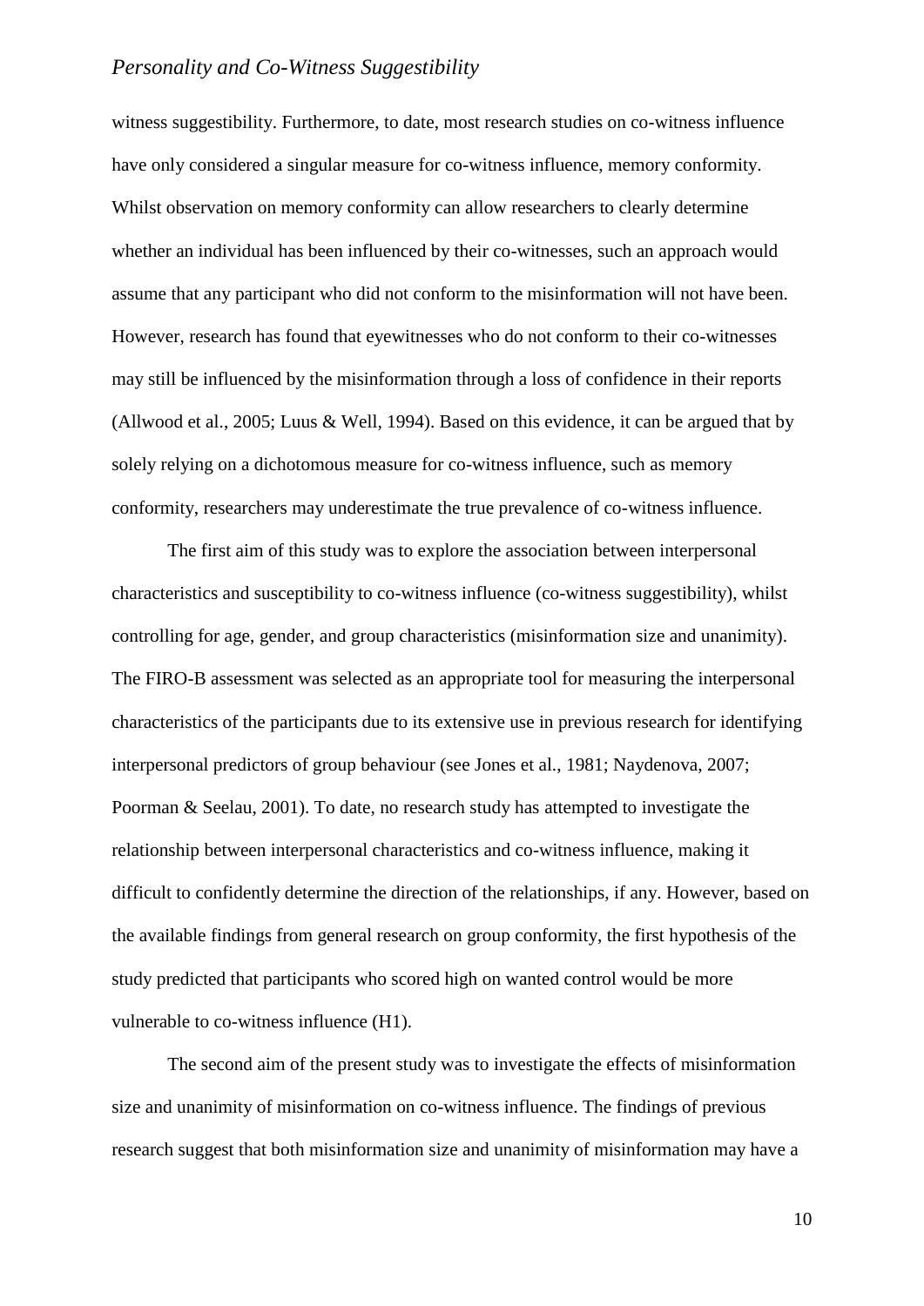witness suggestibility. Furthermore, to date, most research studies on co-witness influence have only considered a singular measure for co-witness influence, memory conformity. Whilst observation on memory conformity can allow researchers to clearly determine whether an individual has been influenced by their co-witnesses, such an approach would assume that any participant who did not conform to the misinformation will not have been. However, research has found that eyewitnesses who do not conform to their co-witnesses may still be influenced by the misinformation through a loss of confidence in their reports (Allwood et al., 2005; Luus & Well, 1994). Based on this evidence, it can be argued that by solely relying on a dichotomous measure for co-witness influence, such as memory conformity, researchers may underestimate the true prevalence of co-witness influence.

The first aim of this study was to explore the association between interpersonal characteristics and susceptibility to co-witness influence (co-witness suggestibility), whilst controlling for age, gender, and group characteristics (misinformation size and unanimity). The FIRO-B assessment was selected as an appropriate tool for measuring the interpersonal characteristics of the participants due to its extensive use in previous research for identifying interpersonal predictors of group behaviour (see Jones et al., 1981; Naydenova, 2007; Poorman & Seelau, 2001). To date, no research study has attempted to investigate the relationship between interpersonal characteristics and co-witness influence, making it difficult to confidently determine the direction of the relationships, if any. However, based on the available findings from general research on group conformity, the first hypothesis of the study predicted that participants who scored high on wanted control would be more vulnerable to co-witness influence (H1).

The second aim of the present study was to investigate the effects of misinformation size and unanimity of misinformation on co-witness influence. The findings of previous research suggest that both misinformation size and unanimity of misinformation may have a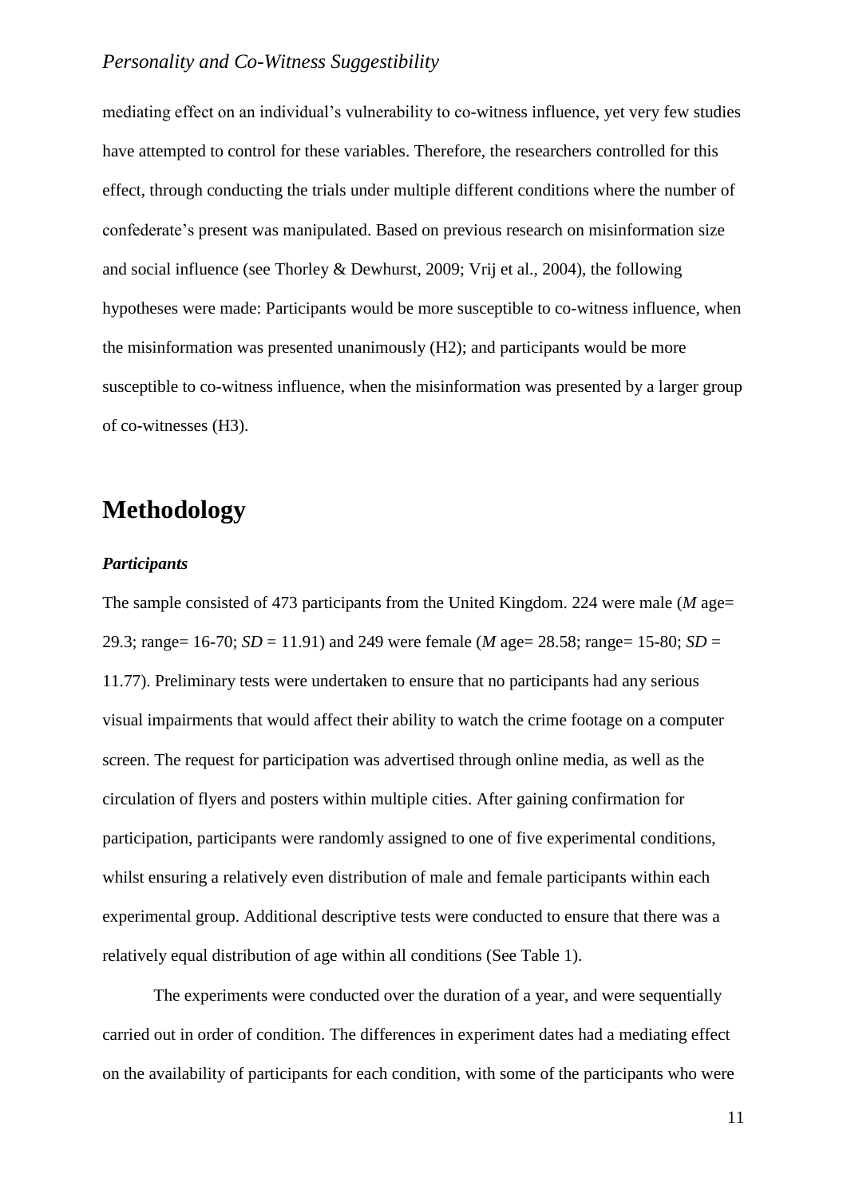mediating effect on an individual's vulnerability to co-witness influence, yet very few studies have attempted to control for these variables. Therefore, the researchers controlled for this effect, through conducting the trials under multiple different conditions where the number of confederate's present was manipulated. Based on previous research on misinformation size and social influence (see Thorley & Dewhurst, 2009; Vrij et al., 2004), the following hypotheses were made: Participants would be more susceptible to co-witness influence, when the misinformation was presented unanimously (H2); and participants would be more susceptible to co-witness influence, when the misinformation was presented by a larger group of co-witnesses (H3).

# Methodology

### *Participants*

The sample consisted of 473 participants from the United Kingdom. 224 were male (*M* age= 29.3; range= 16-70; *SD* = 11.91) and 249 were female (*M* age= 28.58; range= 15-80; *SD* = 11.77). Preliminary tests were undertaken to ensure that no participants had any serious visual impairments that would affect their ability to watch the crime footage on a computer screen. The request for participation was advertised through online media, as well as the circulation of flyers and posters within multiple cities. After gaining confirmation for participation, participants were randomly assigned to one of five experimental conditions, whilst ensuring a relatively even distribution of male and female participants within each experimental group. Additional descriptive tests were conducted to ensure that there was a relatively equal distribution of age within all conditions (See Table 1).

The experiments were conducted over the duration of a year, and were sequentially carried out in order of condition. The differences in experiment dates had a mediating effect on the availability of participants for each condition, with some of the participants who were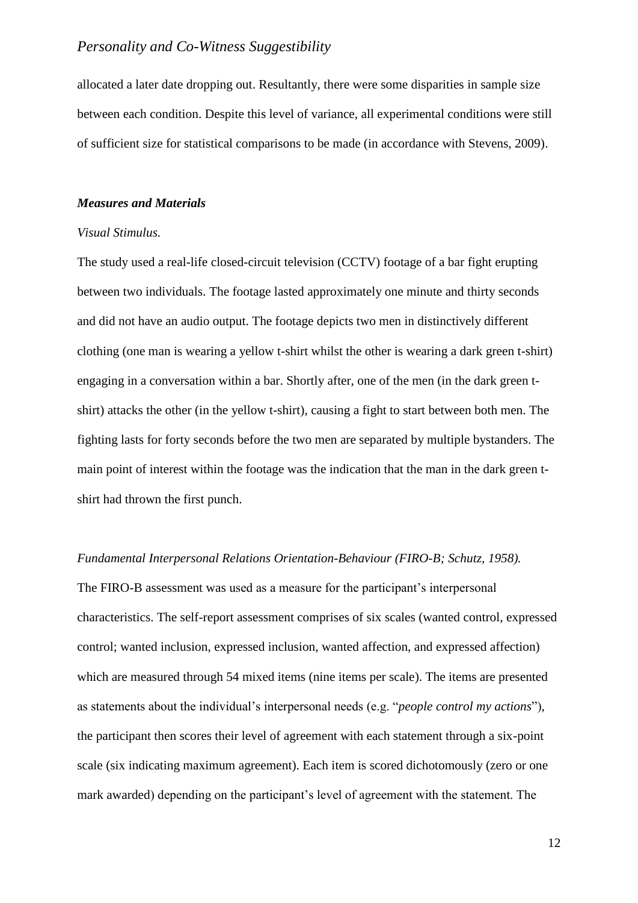allocated a later date dropping out. Resultantly, there were some disparities in sample size between each condition. Despite this level of variance, all experimental conditions were still of sufficient size for statistical comparisons to be made (in accordance with Stevens, 2009).

### ***Measures and Materials***

*Visual Stimulus.*

The study used a real-life closed-circuit television (CCTV) footage of a bar fight erupting between two individuals. The footage lasted approximately one minute and thirty seconds and did not have an audio output. The footage depicts two men in distinctively different clothing (one man is wearing a yellow t-shirt whilst the other is wearing a dark green t-shirt) engaging in a conversation within a bar. Shortly after, one of the men (in the dark green t-shirt) attacks the other (in the yellow t-shirt), causing a fight to start between both men. The fighting lasts for forty seconds before the two men are separated by multiple bystanders. The main point of interest within the footage was the indication that the man in the dark green t-shirt had thrown the first punch.

*Fundamental Interpersonal Relations Orientation-Behaviour (FIRO-B; Schutz, 1958).*

The FIRO-B assessment was used as a measure for the participant's interpersonal characteristics. The self-report assessment comprises of six scales (wanted control, expressed control; wanted inclusion, expressed inclusion, wanted affection, and expressed affection) which are measured through 54 mixed items (nine items per scale). The items are presented as statements about the individual's interpersonal needs (e.g. "*people control my actions*"), the participant then scores their level of agreement with each statement through a six-point scale (six indicating maximum agreement). Each item is scored dichotomously (zero or one mark awarded) depending on the participant's level of agreement with the statement. The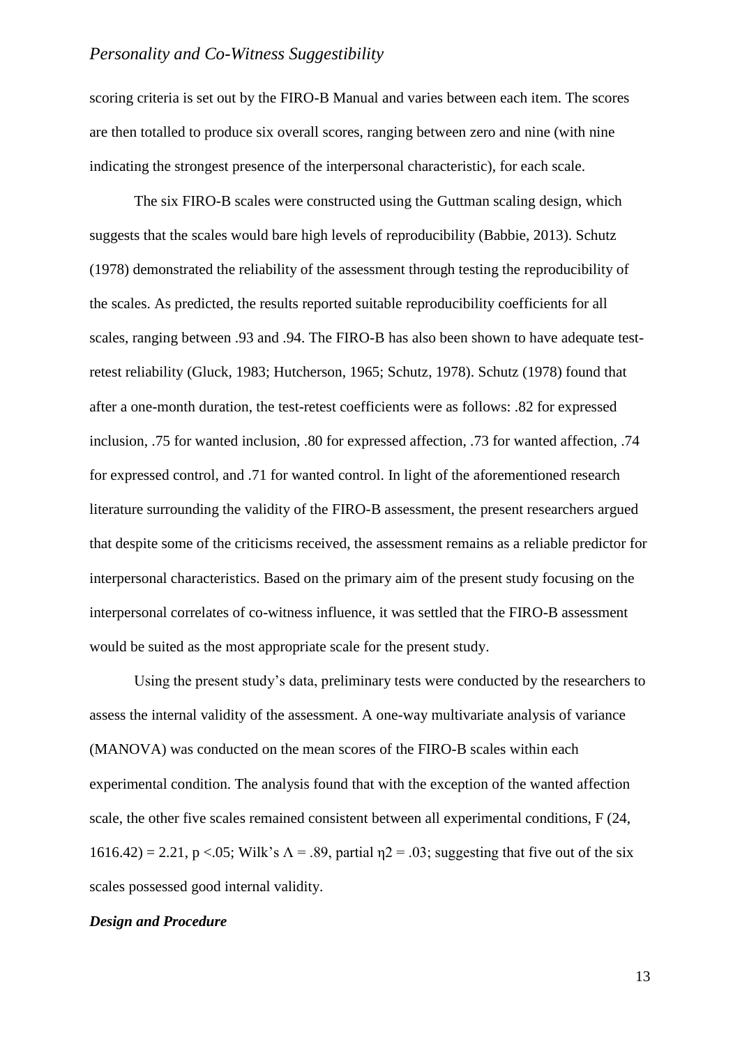scoring criteria is set out by the FIRO-B Manual and varies between each item. The scores are then totalled to produce six overall scores, ranging between zero and nine (with nine indicating the strongest presence of the interpersonal characteristic), for each scale.

The six FIRO-B scales were constructed using the Guttman scaling design, which suggests that the scales would bare high levels of reproducibility (Babbie, 2013). Schutz (1978) demonstrated the reliability of the assessment through testing the reproducibility of the scales. As predicted, the results reported suitable reproducibility coefficients for all scales, ranging between .93 and .94. The FIRO-B has also been shown to have adequate test-retest reliability (Gluck, 1983; Hutcherson, 1965; Schutz, 1978). Schutz (1978) found that after a one-month duration, the test-retest coefficients were as follows: .82 for expressed inclusion, .75 for wanted inclusion, .80 for expressed affection, .73 for wanted affection, .74 for expressed control, and .71 for wanted control. In light of the aforementioned research literature surrounding the validity of the FIRO-B assessment, the present researchers argued that despite some of the criticisms received, the assessment remains as a reliable predictor for interpersonal characteristics. Based on the primary aim of the present study focusing on the interpersonal correlates of co-witness influence, it was settled that the FIRO-B assessment would be suited as the most appropriate scale for the present study.

Using the present study's data, preliminary tests were conducted by the researchers to assess the internal validity of the assessment. A one-way multivariate analysis of variance (MANOVA) was conducted on the mean scores of the FIRO-B scales within each experimental condition. The analysis found that with the exception of the wanted affection scale, the other five scales remained consistent between all experimental conditions, $F(24, 1616.42) = 2.21$, $p < .05$; Wilk's $\Lambda = .89$, partial $\eta^2 = .03$; suggesting that five out of the six scales possessed good internal validity.

***Design and Procedure***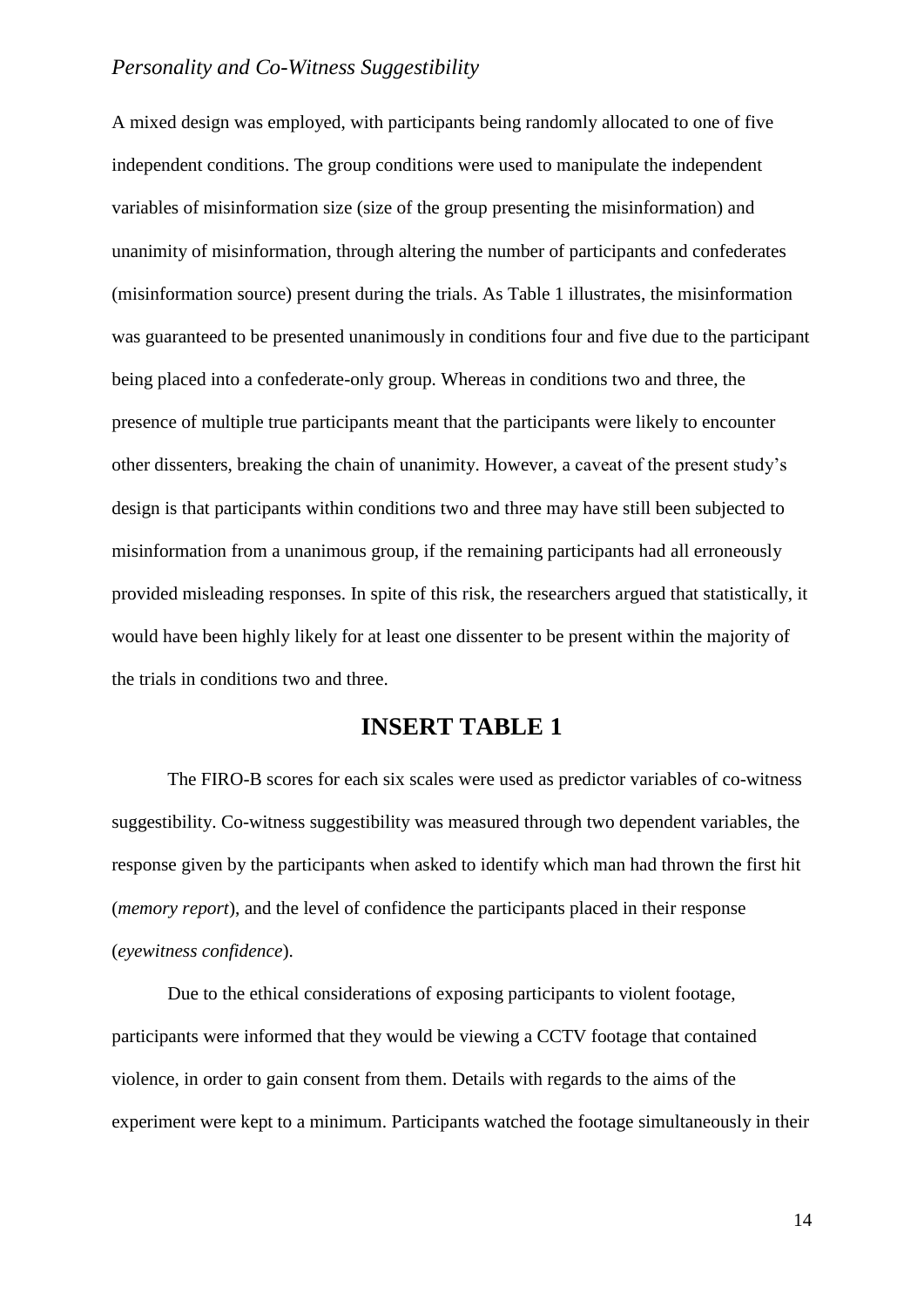A mixed design was employed, with participants being randomly allocated to one of five independent conditions. The group conditions were used to manipulate the independent variables of misinformation size (size of the group presenting the misinformation) and unanimity of misinformation, through altering the number of participants and confederates (misinformation source) present during the trials. As Table 1 illustrates, the misinformation was guaranteed to be presented unanimously in conditions four and five due to the participant being placed into a confederate-only group. Whereas in conditions two and three, the presence of multiple true participants meant that the participants were likely to encounter other dissenters, breaking the chain of unanimity. However, a caveat of the present study's design is that participants within conditions two and three may have still been subjected to misinformation from a unanimous group, if the remaining participants had all erroneously provided misleading responses. In spite of this risk, the researchers argued that statistically, it would have been highly likely for at least one dissenter to be present within the majority of the trials in conditions two and three.

## INSERT TABLE 1

The FIRO-B scores for each six scales were used as predictor variables of co-witness suggestibility. Co-witness suggestibility was measured through two dependent variables, the response given by the participants when asked to identify which man had thrown the first hit (*memory report*), and the level of confidence the participants placed in their response (*eyewitness confidence*).

Due to the ethical considerations of exposing participants to violent footage, participants were informed that they would be viewing a CCTV footage that contained violence, in order to gain consent from them. Details with regards to the aims of the experiment were kept to a minimum. Participants watched the footage simultaneously in their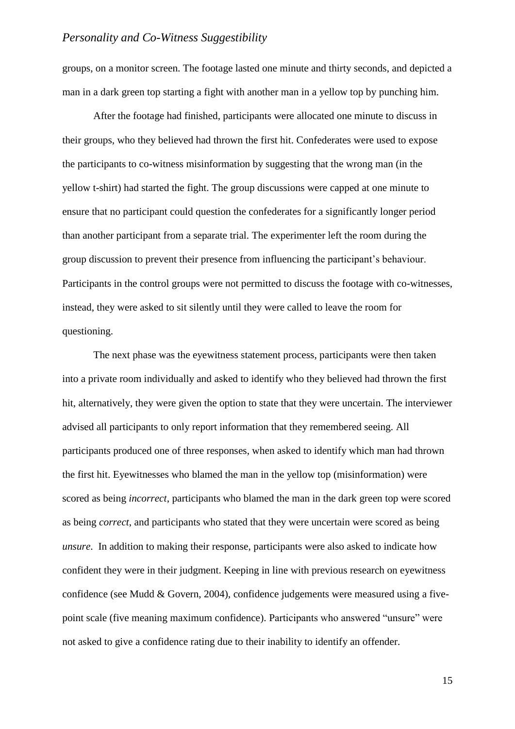groups, on a monitor screen. The footage lasted one minute and thirty seconds, and depicted a man in a dark green top starting a fight with another man in a yellow top by punching him.

After the footage had finished, participants were allocated one minute to discuss in their groups, who they believed had thrown the first hit. Confederates were used to expose the participants to co-witness misinformation by suggesting that the wrong man (in the yellow t-shirt) had started the fight. The group discussions were capped at one minute to ensure that no participant could question the confederates for a significantly longer period than another participant from a separate trial. The experimenter left the room during the group discussion to prevent their presence from influencing the participant's behaviour. Participants in the control groups were not permitted to discuss the footage with co-witnesses, instead, they were asked to sit silently until they were called to leave the room for questioning.

The next phase was the eyewitness statement process, participants were then taken into a private room individually and asked to identify who they believed had thrown the first hit, alternatively, they were given the option to state that they were uncertain. The interviewer advised all participants to only report information that they remembered seeing. All participants produced one of three responses, when asked to identify which man had thrown the first hit. Eyewitnesses who blamed the man in the yellow top (misinformation) were scored as being *incorrect*, participants who blamed the man in the dark green top were scored as being *correct*, and participants who stated that they were uncertain were scored as being *unsure*. In addition to making their response, participants were also asked to indicate how confident they were in their judgment. Keeping in line with previous research on eyewitness confidence (see Mudd & Govern, 2004), confidence judgements were measured using a five-point scale (five meaning maximum confidence). Participants who answered "unsure" were not asked to give a confidence rating due to their inability to identify an offender.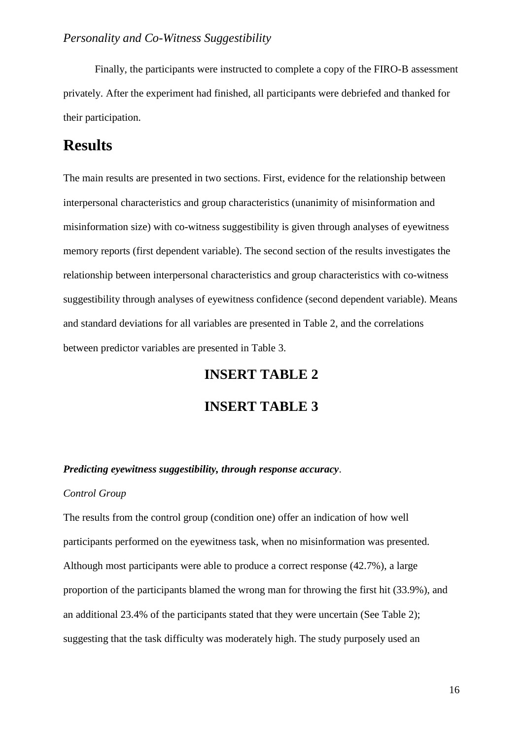Finally, the participants were instructed to complete a copy of the FIRO-B assessment privately. After the experiment had finished, all participants were debriefed and thanked for their participation.

# Results

The main results are presented in two sections. First, evidence for the relationship between interpersonal characteristics and group characteristics (unanimity of misinformation and misinformation size) with co-witness suggestibility is given through analyses of eyewitness memory reports (first dependent variable). The second section of the results investigates the relationship between interpersonal characteristics and group characteristics with co-witness suggestibility through analyses of eyewitness confidence (second dependent variable). Means and standard deviations for all variables are presented in Table 2, and the correlations between predictor variables are presented in Table 3.

**INSERT TABLE 2**

**INSERT TABLE 3**

***Predicting eyewitness suggestibility, through response accuracy*.**

*Control Group*

The results from the control group (condition one) offer an indication of how well participants performed on the eyewitness task, when no misinformation was presented. Although most participants were able to produce a correct response (42.7%), a large proportion of the participants blamed the wrong man for throwing the first hit (33.9%), and an additional 23.4% of the participants stated that they were uncertain (See Table 2); suggesting that the task difficulty was moderately high. The study purposely used an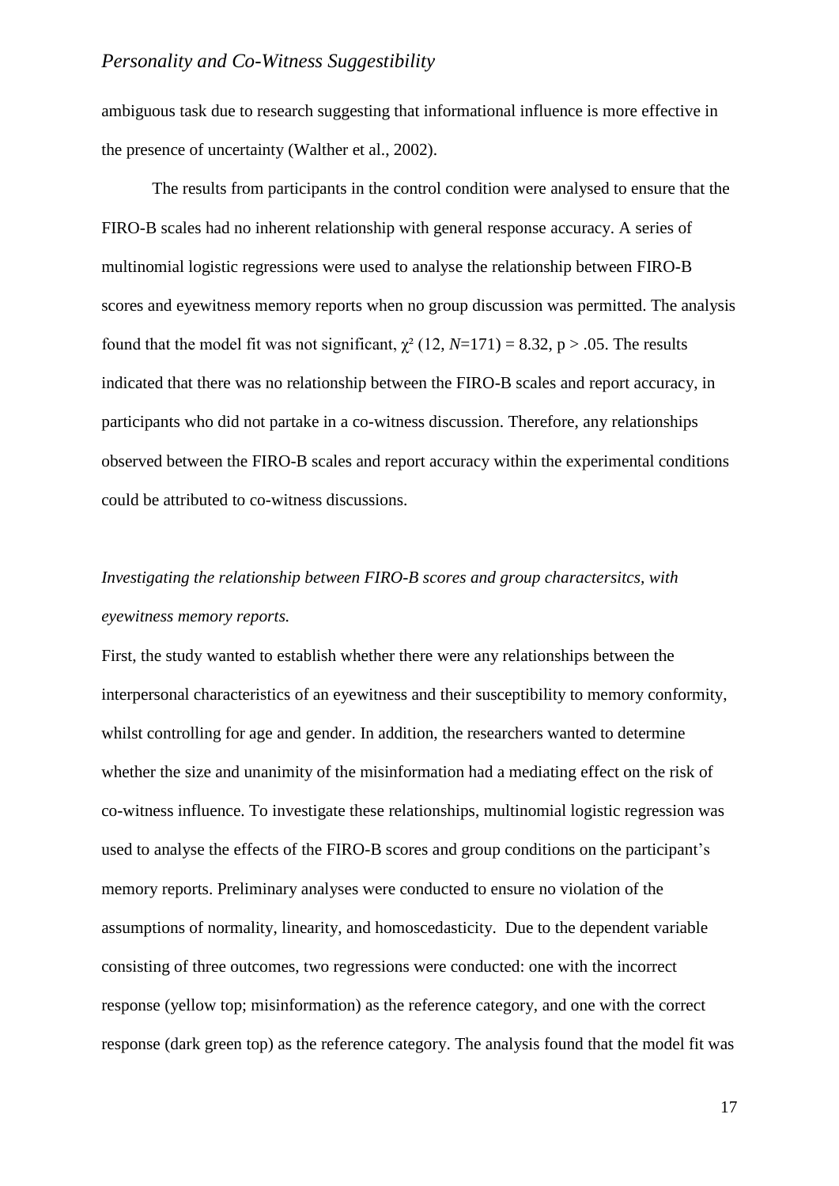ambiguous task due to research suggesting that informational influence is more effective in the presence of uncertainty (Walther et al., 2002).

The results from participants in the control condition were analysed to ensure that the FIRO-B scales had no inherent relationship with general response accuracy. A series of multinomial logistic regressions were used to analyse the relationship between FIRO-B scores and eyewitness memory reports when no group discussion was permitted. The analysis found that the model fit was not significant, $\chi^2$ (12, $N$=171) = 8.32, p > .05. The results indicated that there was no relationship between the FIRO-B scales and report accuracy, in participants who did not partake in a co-witness discussion. Therefore, any relationships observed between the FIRO-B scales and report accuracy within the experimental conditions could be attributed to co-witness discussions.

*Investigating the relationship between FIRO-B scores and group charactersitcs, with eyewitness memory reports.*

First, the study wanted to establish whether there were any relationships between the interpersonal characteristics of an eyewitness and their susceptibility to memory conformity, whilst controlling for age and gender. In addition, the researchers wanted to determine whether the size and unanimity of the misinformation had a mediating effect on the risk of co-witness influence. To investigate these relationships, multinomial logistic regression was used to analyse the effects of the FIRO-B scores and group conditions on the participant's memory reports. Preliminary analyses were conducted to ensure no violation of the assumptions of normality, linearity, and homoscedasticity. Due to the dependent variable consisting of three outcomes, two regressions were conducted: one with the incorrect response (yellow top; misinformation) as the reference category, and one with the correct response (dark green top) as the reference category. The analysis found that the model fit was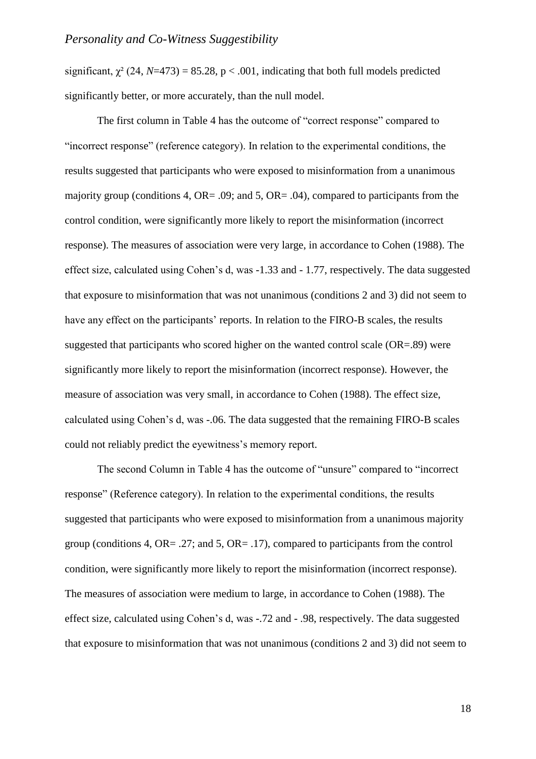significant, $\chi^2$ (24, $N$=473) = 85.28, $p < .001$, indicating that both full models predicted significantly better, or more accurately, than the null model.

The first column in Table 4 has the outcome of "correct response" compared to "incorrect response" (reference category). In relation to the experimental conditions, the results suggested that participants who were exposed to misinformation from a unanimous majority group (conditions 4, OR= .09; and 5, OR= .04), compared to participants from the control condition, were significantly more likely to report the misinformation (incorrect response). The measures of association were very large, in accordance to Cohen (1988). The effect size, calculated using Cohen's d, was -1.33 and - 1.77, respectively. The data suggested that exposure to misinformation that was not unanimous (conditions 2 and 3) did not seem to have any effect on the participants' reports. In relation to the FIRO-B scales, the results suggested that participants who scored higher on the wanted control scale (OR=.89) were significantly more likely to report the misinformation (incorrect response). However, the measure of association was very small, in accordance to Cohen (1988). The effect size, calculated using Cohen's d, was -.06. The data suggested that the remaining FIRO-B scales could not reliably predict the eyewitness's memory report.

The second Column in Table 4 has the outcome of "unsure" compared to "incorrect response" (Reference category). In relation to the experimental conditions, the results suggested that participants who were exposed to misinformation from a unanimous majority group (conditions 4, OR= .27; and 5, OR= .17), compared to participants from the control condition, were significantly more likely to report the misinformation (incorrect response). The measures of association were medium to large, in accordance to Cohen (1988). The effect size, calculated using Cohen's d, was -.72 and - .98, respectively. The data suggested that exposure to misinformation that was not unanimous (conditions 2 and 3) did not seem to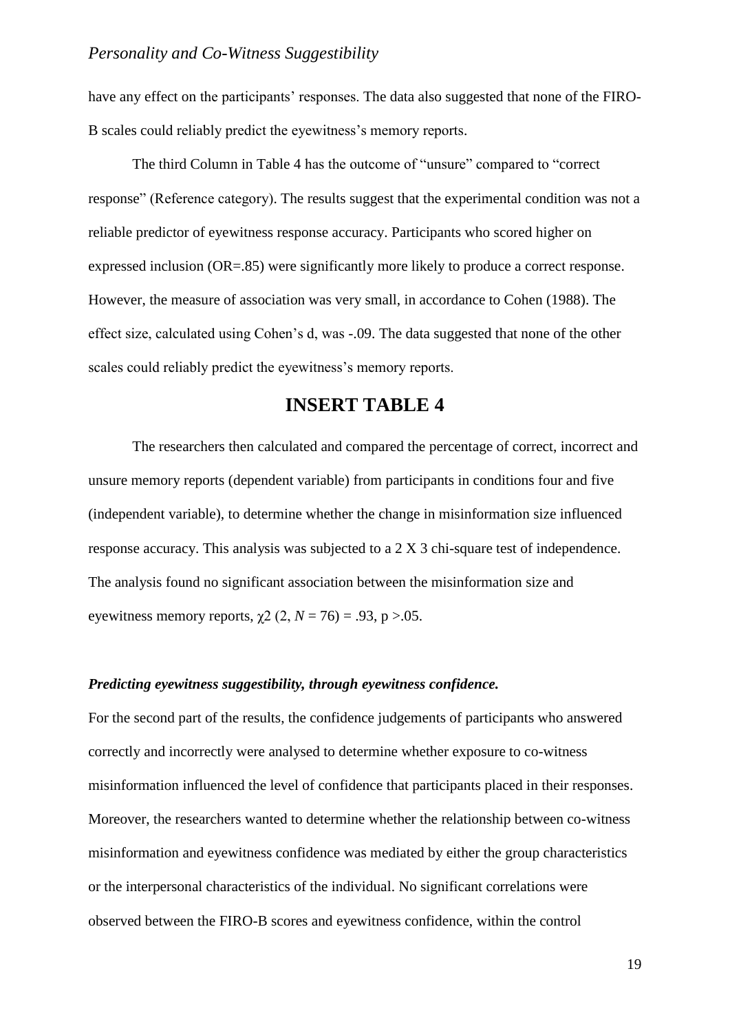have any effect on the participants' responses. The data also suggested that none of the FIRO-B scales could reliably predict the eyewitness's memory reports.

The third Column in Table 4 has the outcome of "unsure" compared to "correct response" (Reference category). The results suggest that the experimental condition was not a reliable predictor of eyewitness response accuracy. Participants who scored higher on expressed inclusion (OR=.85) were significantly more likely to produce a correct response. However, the measure of association was very small, in accordance to Cohen (1988). The effect size, calculated using Cohen's d, was -.09. The data suggested that none of the other scales could reliably predict the eyewitness's memory reports.

## INSERT TABLE 4

The researchers then calculated and compared the percentage of correct, incorrect and unsure memory reports (dependent variable) from participants in conditions four and five (independent variable), to determine whether the change in misinformation size influenced response accuracy. This analysis was subjected to a 2 X 3 chi-square test of independence. The analysis found no significant association between the misinformation size and eyewitness memory reports, $\chi 2$ (2, $N$ = 76) = .93, p >.05.

### *Predicting eyewitness suggestibility, through eyewitness confidence.*

For the second part of the results, the confidence judgements of participants who answered correctly and incorrectly were analysed to determine whether exposure to co-witness misinformation influenced the level of confidence that participants placed in their responses. Moreover, the researchers wanted to determine whether the relationship between co-witness misinformation and eyewitness confidence was mediated by either the group characteristics or the interpersonal characteristics of the individual. No significant correlations were observed between the FIRO-B scores and eyewitness confidence, within the control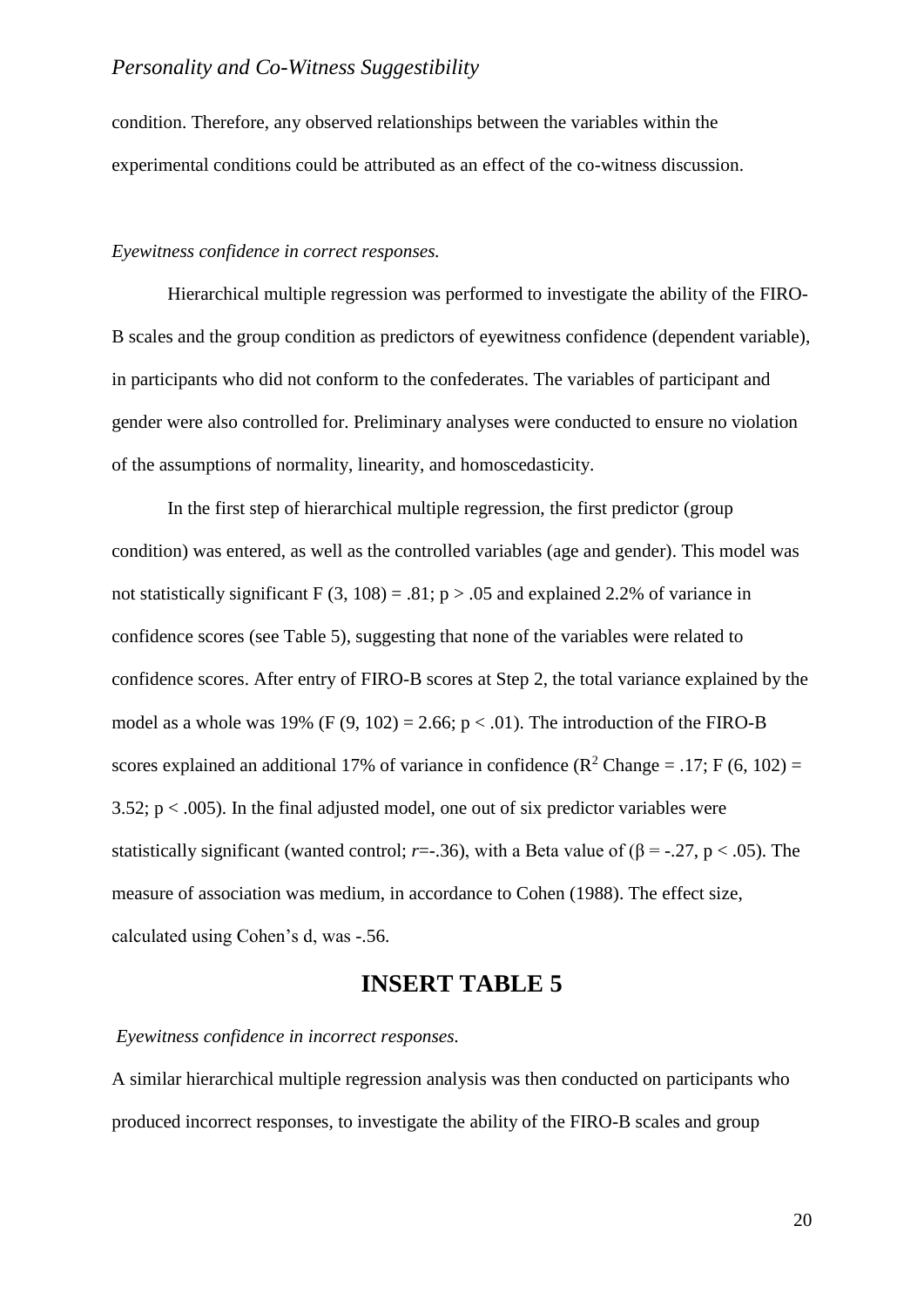condition. Therefore, any observed relationships between the variables within the experimental conditions could be attributed as an effect of the co-witness discussion.

*Eyewitness confidence in correct responses.*

Hierarchical multiple regression was performed to investigate the ability of the FIRO-B scales and the group condition as predictors of eyewitness confidence (dependent variable), in participants who did not conform to the confederates. The variables of participant and gender were also controlled for. Preliminary analyses were conducted to ensure no violation of the assumptions of normality, linearity, and homoscedasticity.

In the first step of hierarchical multiple regression, the first predictor (group condition) was entered, as well as the controlled variables (age and gender). This model was not statistically significant $F (3, 108) = .81$; $p > .05$ and explained 2.2% of variance in confidence scores (see Table 5), suggesting that none of the variables were related to confidence scores. After entry of FIRO-B scores at Step 2, the total variance explained by the model as a whole was 19% ($F (9, 102) = 2.66$; $p < .01$). The introduction of the FIRO-B scores explained an additional 17% of variance in confidence ($R^2$ Change = .17; $F (6, 102) = 3.52$; $p < .005$). In the final adjusted model, one out of six predictor variables were statistically significant (wanted control; $r=-.36$), with a Beta value of ($\beta = -.27$, $p < .05$). The measure of association was medium, in accordance to Cohen (1988). The effect size, calculated using Cohen's d, was -.56.

**INSERT TABLE 5**

*Eyewitness confidence in incorrect responses.*

A similar hierarchical multiple regression analysis was then conducted on participants who produced incorrect responses, to investigate the ability of the FIRO-B scales and group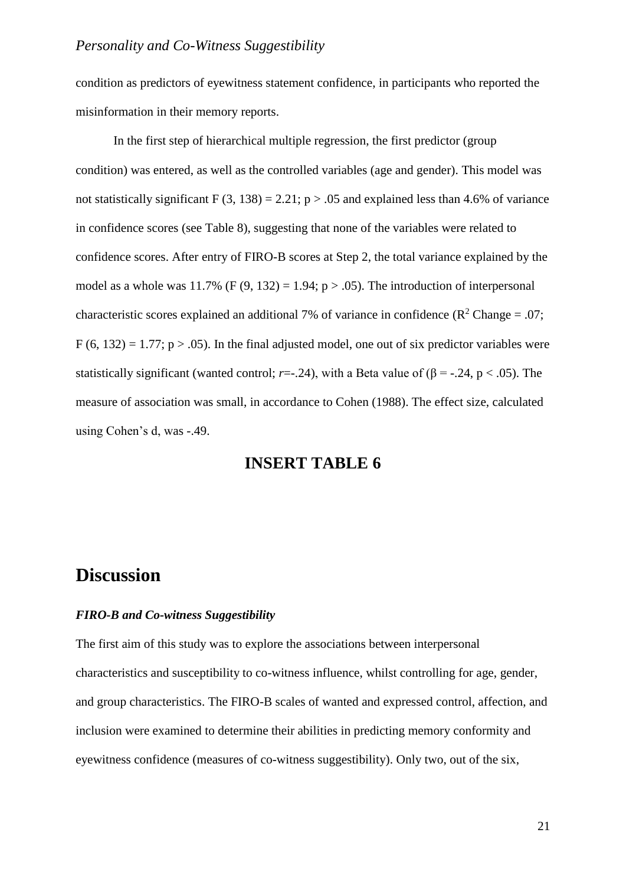condition as predictors of eyewitness statement confidence, in participants who reported the misinformation in their memory reports.

In the first step of hierarchical multiple regression, the first predictor (group condition) was entered, as well as the controlled variables (age and gender). This model was not statistically significant $F (3, 138) = 2.21$; $p > .05$ and explained less than 4.6% of variance in confidence scores (see Table 8), suggesting that none of the variables were related to confidence scores. After entry of FIRO-B scores at Step 2, the total variance explained by the model as a whole was 11.7% ($F (9, 132) = 1.94$; $p > .05$). The introduction of interpersonal characteristic scores explained an additional 7% of variance in confidence ($R^2$ Change = .07; $F (6, 132) = 1.77$; $p > .05$). In the final adjusted model, one out of six predictor variables were statistically significant (wanted control; $r$=-.24), with a Beta value of ($\beta = -.24$, $p < .05$). The measure of association was small, in accordance to Cohen (1988). The effect size, calculated using Cohen's d, was -.49.

**INSERT TABLE 6**

# Discussion

### *FIRO-B and Co-witness Suggestibility*

The first aim of this study was to explore the associations between interpersonal characteristics and susceptibility to co-witness influence, whilst controlling for age, gender, and group characteristics. The FIRO-B scales of wanted and expressed control, affection, and inclusion were examined to determine their abilities in predicting memory conformity and eyewitness confidence (measures of co-witness suggestibility). Only two, out of the six,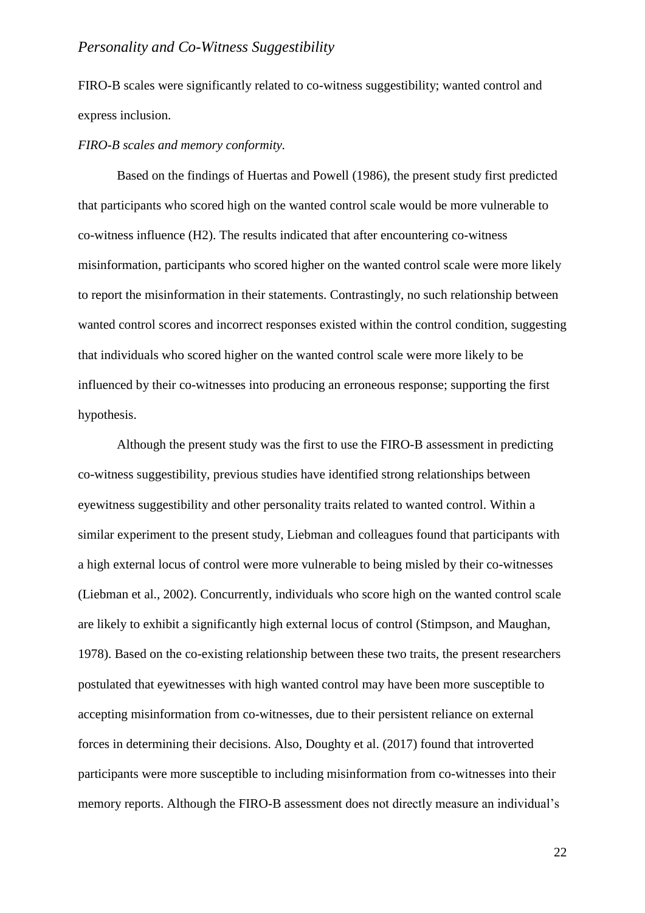FIRO-B scales were significantly related to co-witness suggestibility; wanted control and express inclusion.

*FIRO-B scales and memory conformity.*

Based on the findings of Huertas and Powell (1986), the present study first predicted that participants who scored high on the wanted control scale would be more vulnerable to co-witness influence (H2). The results indicated that after encountering co-witness misinformation, participants who scored higher on the wanted control scale were more likely to report the misinformation in their statements. Contrastingly, no such relationship between wanted control scores and incorrect responses existed within the control condition, suggesting that individuals who scored higher on the wanted control scale were more likely to be influenced by their co-witnesses into producing an erroneous response; supporting the first hypothesis.

Although the present study was the first to use the FIRO-B assessment in predicting co-witness suggestibility, previous studies have identified strong relationships between eyewitness suggestibility and other personality traits related to wanted control. Within a similar experiment to the present study, Liebman and colleagues found that participants with a high external locus of control were more vulnerable to being misled by their co-witnesses (Liebman et al., 2002). Concurrently, individuals who score high on the wanted control scale are likely to exhibit a significantly high external locus of control (Stimpson, and Maughan, 1978). Based on the co-existing relationship between these two traits, the present researchers postulated that eyewitnesses with high wanted control may have been more susceptible to accepting misinformation from co-witnesses, due to their persistent reliance on external forces in determining their decisions. Also, Doughty et al. (2017) found that introverted participants were more susceptible to including misinformation from co-witnesses into their memory reports. Although the FIRO-B assessment does not directly measure an individual's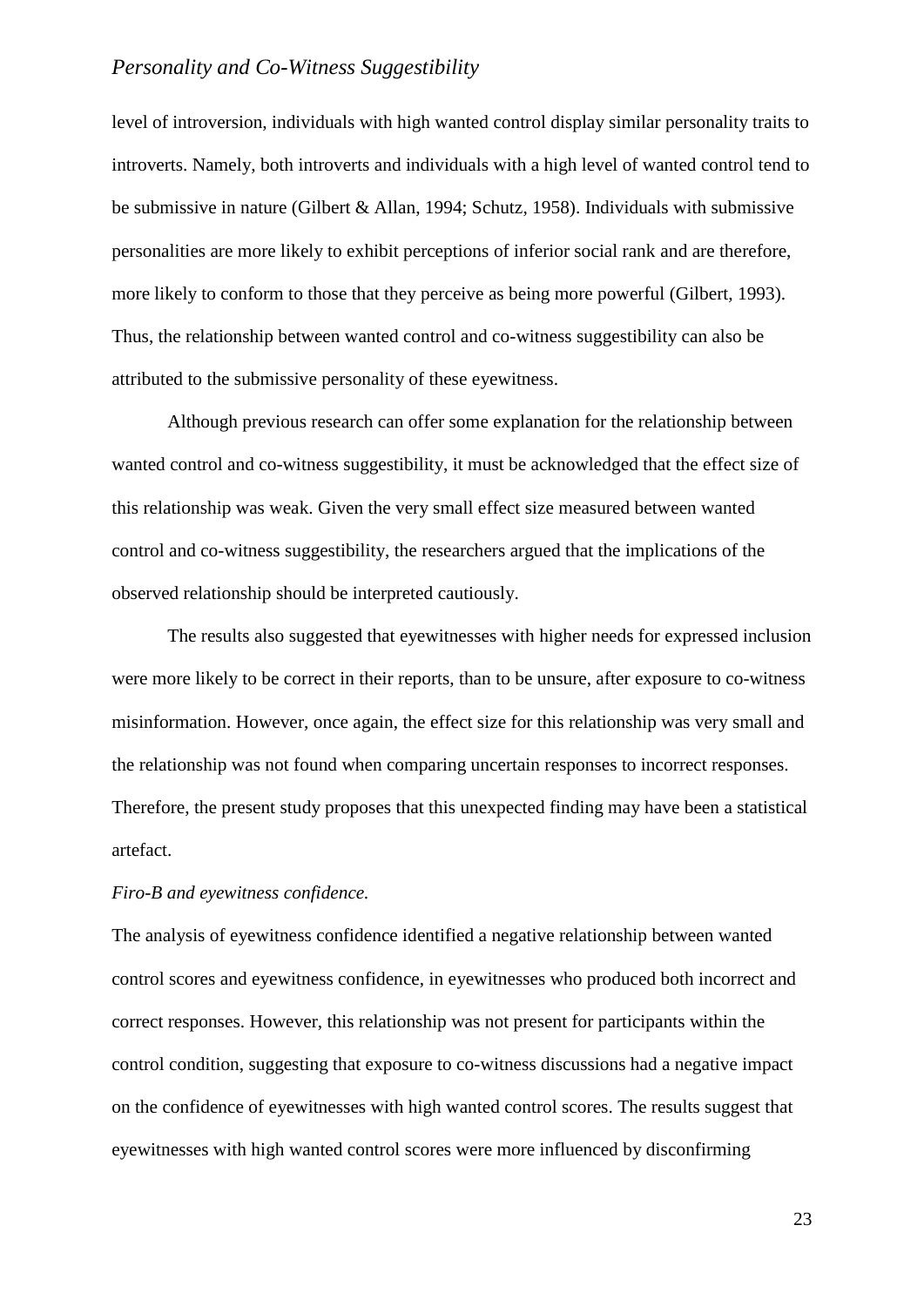level of introversion, individuals with high wanted control display similar personality traits to introverts. Namely, both introverts and individuals with a high level of wanted control tend to be submissive in nature (Gilbert & Allan, 1994; Schutz, 1958). Individuals with submissive personalities are more likely to exhibit perceptions of inferior social rank and are therefore, more likely to conform to those that they perceive as being more powerful (Gilbert, 1993). Thus, the relationship between wanted control and co-witness suggestibility can also be attributed to the submissive personality of these eyewitness.

Although previous research can offer some explanation for the relationship between wanted control and co-witness suggestibility, it must be acknowledged that the effect size of this relationship was weak. Given the very small effect size measured between wanted control and co-witness suggestibility, the researchers argued that the implications of the observed relationship should be interpreted cautiously.

The results also suggested that eyewitnesses with higher needs for expressed inclusion were more likely to be correct in their reports, than to be unsure, after exposure to co-witness misinformation. However, once again, the effect size for this relationship was very small and the relationship was not found when comparing uncertain responses to incorrect responses. Therefore, the present study proposes that this unexpected finding may have been a statistical artefact.

*Firo-B and eyewitness confidence.*

The analysis of eyewitness confidence identified a negative relationship between wanted control scores and eyewitness confidence, in eyewitnesses who produced both incorrect and correct responses. However, this relationship was not present for participants within the control condition, suggesting that exposure to co-witness discussions had a negative impact on the confidence of eyewitnesses with high wanted control scores. The results suggest that eyewitnesses with high wanted control scores were more influenced by disconfirming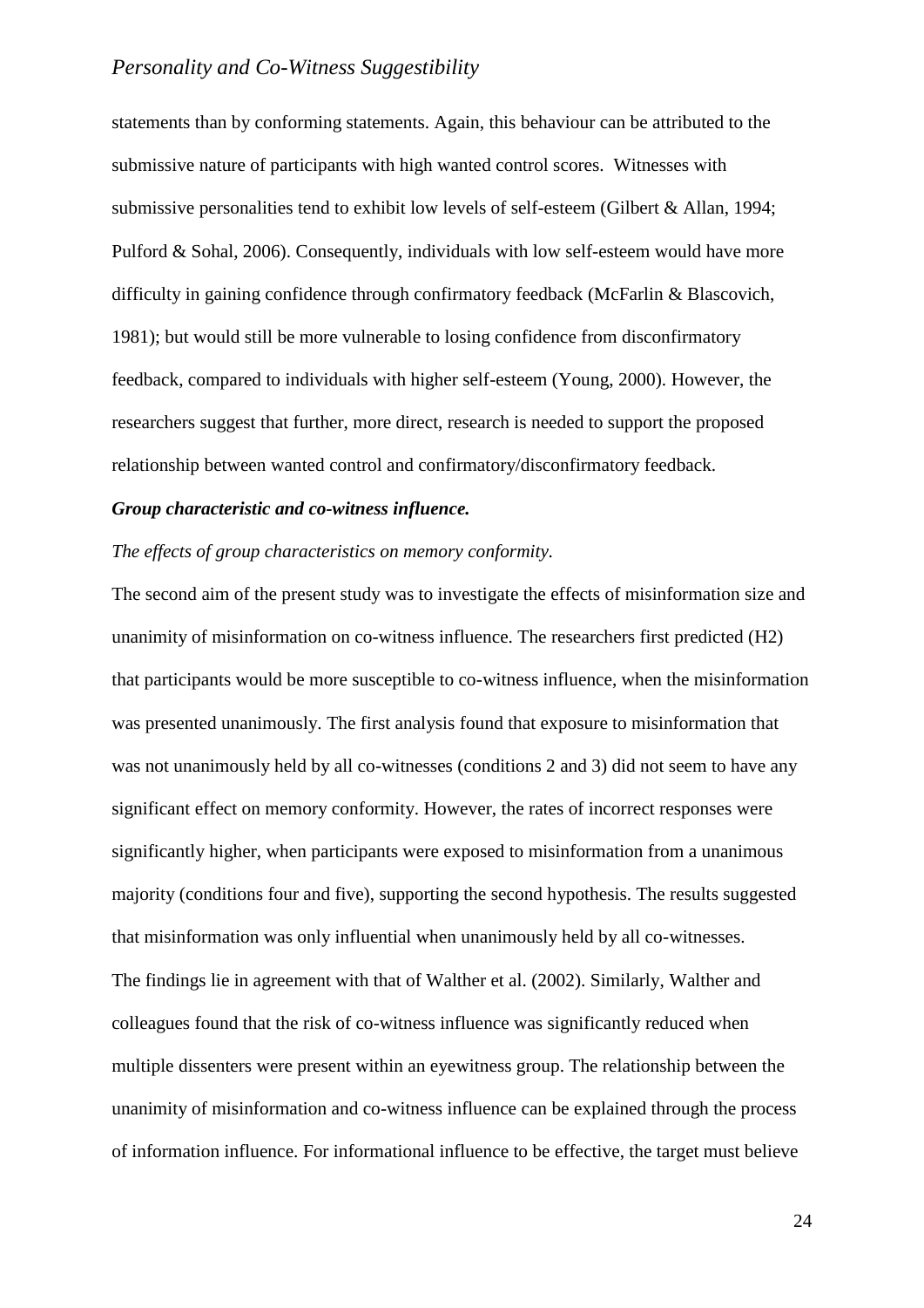statements than by conforming statements. Again, this behaviour can be attributed to the submissive nature of participants with high wanted control scores. Witnesses with submissive personalities tend to exhibit low levels of self-esteem (Gilbert & Allan, 1994; Pulford & Sohal, 2006). Consequently, individuals with low self-esteem would have more difficulty in gaining confidence through confirmatory feedback (McFarlin & Blascovich, 1981); but would still be more vulnerable to losing confidence from disconfirmatory feedback, compared to individuals with higher self-esteem (Young, 2000). However, the researchers suggest that further, more direct, research is needed to support the proposed relationship between wanted control and confirmatory/disconfirmatory feedback.

***Group characteristic and co-witness influence.***

*The effects of group characteristics on memory conformity.*

The second aim of the present study was to investigate the effects of misinformation size and unanimity of misinformation on co-witness influence. The researchers first predicted (H2) that participants would be more susceptible to co-witness influence, when the misinformation was presented unanimously. The first analysis found that exposure to misinformation that was not unanimously held by all co-witnesses (conditions 2 and 3) did not seem to have any significant effect on memory conformity. However, the rates of incorrect responses were significantly higher, when participants were exposed to misinformation from a unanimous majority (conditions four and five), supporting the second hypothesis. The results suggested that misinformation was only influential when unanimously held by all co-witnesses.

The findings lie in agreement with that of Walther et al. (2002). Similarly, Walther and colleagues found that the risk of co-witness influence was significantly reduced when multiple dissenters were present within an eyewitness group. The relationship between the unanimity of misinformation and co-witness influence can be explained through the process of information influence. For informational influence to be effective, the target must believe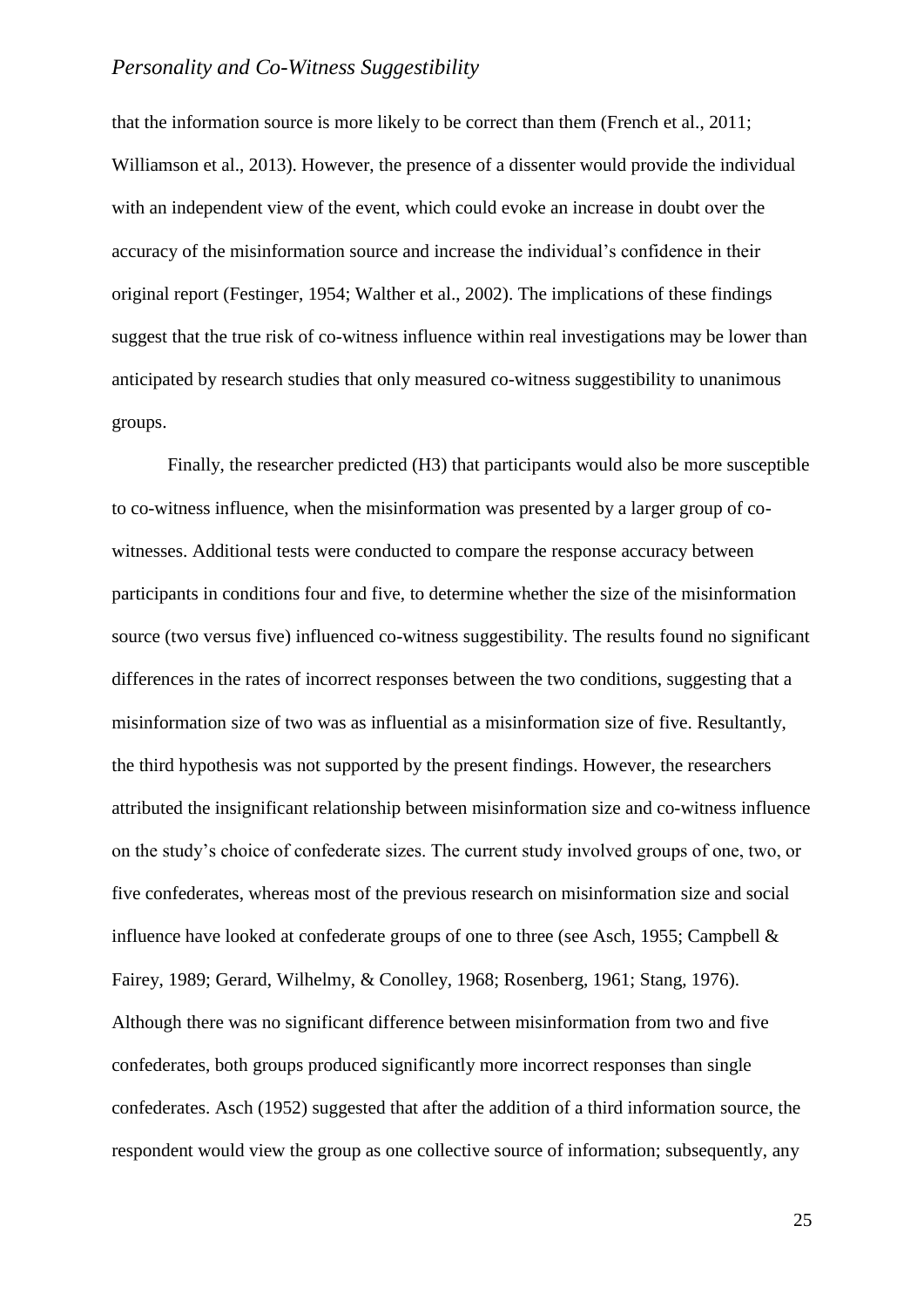that the information source is more likely to be correct than them (French et al., 2011; Williamson et al., 2013). However, the presence of a dissenter would provide the individual with an independent view of the event, which could evoke an increase in doubt over the accuracy of the misinformation source and increase the individual's confidence in their original report (Festinger, 1954; Walther et al., 2002). The implications of these findings suggest that the true risk of co-witness influence within real investigations may be lower than anticipated by research studies that only measured co-witness suggestibility to unanimous groups.

Finally, the researcher predicted (H3) that participants would also be more susceptible to co-witness influence, when the misinformation was presented by a larger group of co-witnesses. Additional tests were conducted to compare the response accuracy between participants in conditions four and five, to determine whether the size of the misinformation source (two versus five) influenced co-witness suggestibility. The results found no significant differences in the rates of incorrect responses between the two conditions, suggesting that a misinformation size of two was as influential as a misinformation size of five. Resultantly, the third hypothesis was not supported by the present findings. However, the researchers attributed the insignificant relationship between misinformation size and co-witness influence on the study's choice of confederate sizes. The current study involved groups of one, two, or five confederates, whereas most of the previous research on misinformation size and social influence have looked at confederate groups of one to three (see Asch, 1955; Campbell & Fairey, 1989; Gerard, Wilhelmy, & Conolley, 1968; Rosenberg, 1961; Stang, 1976). Although there was no significant difference between misinformation from two and five confederates, both groups produced significantly more incorrect responses than single confederates. Asch (1952) suggested that after the addition of a third information source, the respondent would view the group as one collective source of information; subsequently, any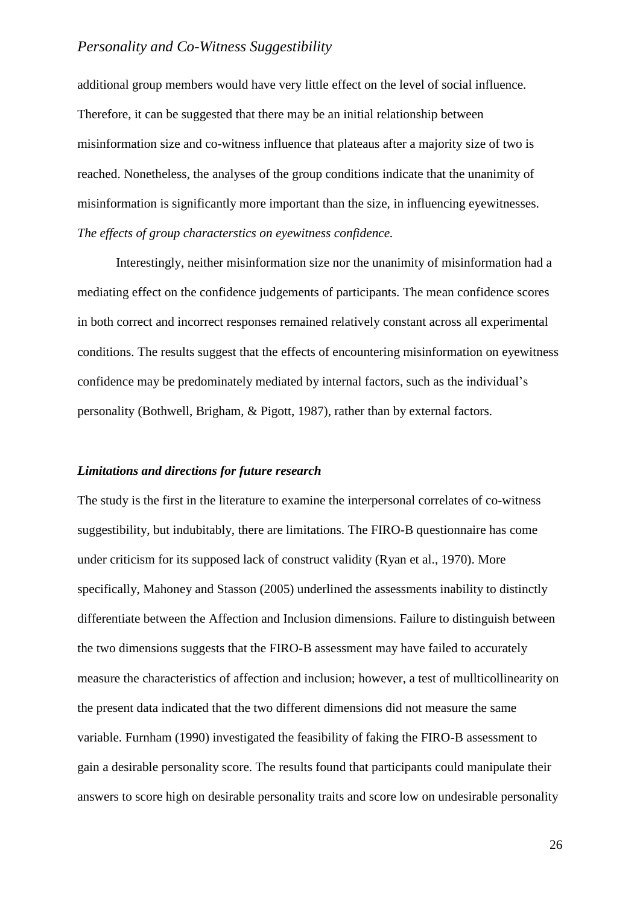additional group members would have very little effect on the level of social influence. Therefore, it can be suggested that there may be an initial relationship between misinformation size and co-witness influence that plateaus after a majority size of two is reached. Nonetheless, the analyses of the group conditions indicate that the unanimity of misinformation is significantly more important than the size, in influencing eyewitnesses.

*The effects of group characterstics on eyewitness confidence.*

Interestingly, neither misinformation size nor the unanimity of misinformation had a mediating effect on the confidence judgements of participants. The mean confidence scores in both correct and incorrect responses remained relatively constant across all experimental conditions. The results suggest that the effects of encountering misinformation on eyewitness confidence may be predominately mediated by internal factors, such as the individual's personality (Bothwell, Brigham, & Pigott, 1987), rather than by external factors.

### *Limitations and directions for future research*

The study is the first in the literature to examine the interpersonal correlates of co-witness suggestibility, but indubitably, there are limitations. The FIRO-B questionnaire has come under criticism for its supposed lack of construct validity (Ryan et al., 1970). More specifically, Mahoney and Stasson (2005) underlined the assessments inability to distinctly differentiate between the Affection and Inclusion dimensions. Failure to distinguish between the two dimensions suggests that the FIRO-B assessment may have failed to accurately measure the characteristics of affection and inclusion; however, a test of mullticollinearity on the present data indicated that the two different dimensions did not measure the same variable. Furnham (1990) investigated the feasibility of faking the FIRO-B assessment to gain a desirable personality score. The results found that participants could manipulate their answers to score high on desirable personality traits and score low on undesirable personality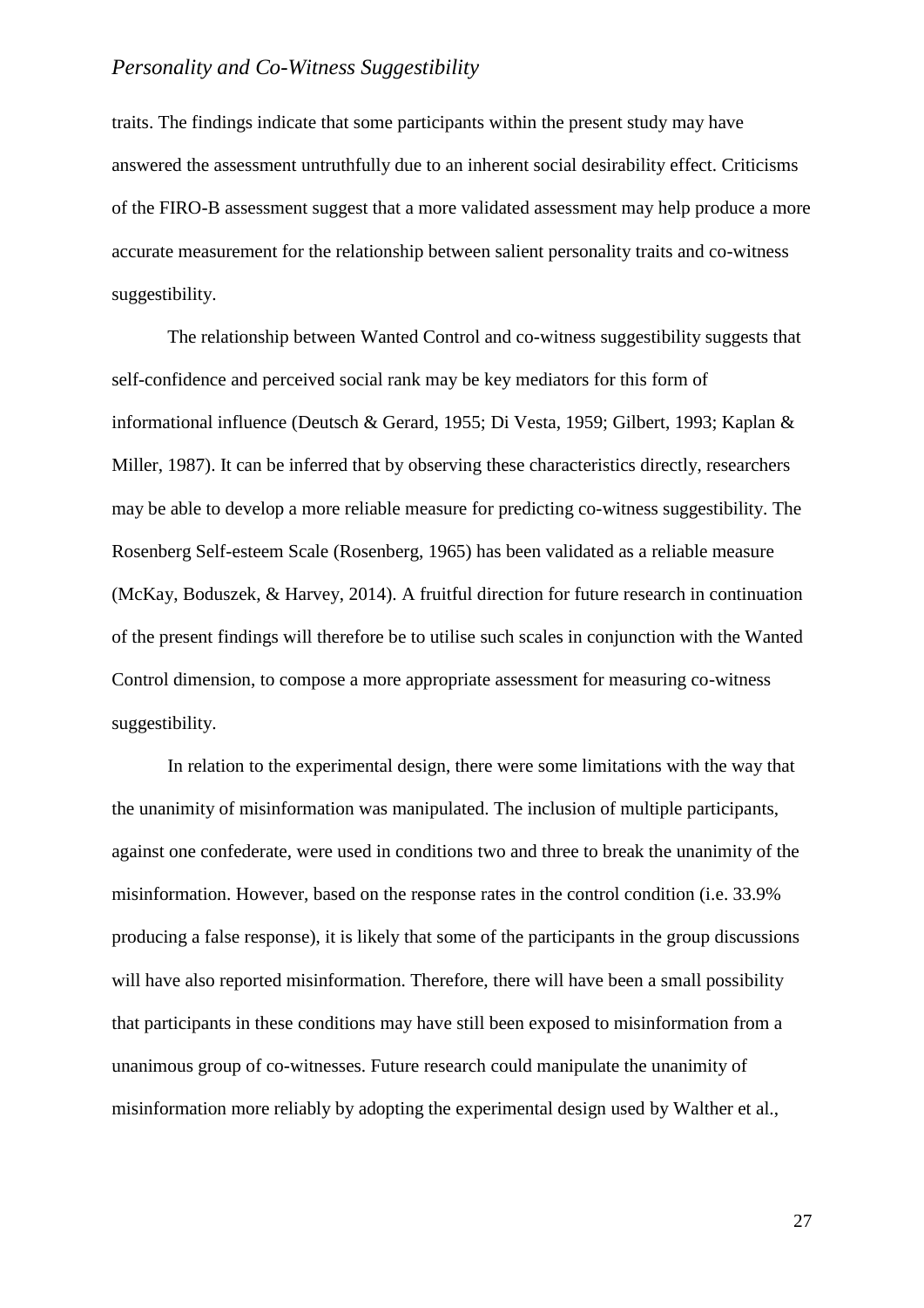traits. The findings indicate that some participants within the present study may have answered the assessment untruthfully due to an inherent social desirability effect. Criticisms of the FIRO-B assessment suggest that a more validated assessment may help produce a more accurate measurement for the relationship between salient personality traits and co-witness suggestibility.

The relationship between Wanted Control and co-witness suggestibility suggests that self-confidence and perceived social rank may be key mediators for this form of informational influence (Deutsch & Gerard, 1955; Di Vesta, 1959; Gilbert, 1993; Kaplan & Miller, 1987). It can be inferred that by observing these characteristics directly, researchers may be able to develop a more reliable measure for predicting co-witness suggestibility. The Rosenberg Self-esteem Scale (Rosenberg, 1965) has been validated as a reliable measure (McKay, Boduszek, & Harvey, 2014). A fruitful direction for future research in continuation of the present findings will therefore be to utilise such scales in conjunction with the Wanted Control dimension, to compose a more appropriate assessment for measuring co-witness suggestibility.

In relation to the experimental design, there were some limitations with the way that the unanimity of misinformation was manipulated. The inclusion of multiple participants, against one confederate, were used in conditions two and three to break the unanimity of the misinformation. However, based on the response rates in the control condition (i.e. 33.9% producing a false response), it is likely that some of the participants in the group discussions will have also reported misinformation. Therefore, there will have been a small possibility that participants in these conditions may have still been exposed to misinformation from a unanimous group of co-witnesses. Future research could manipulate the unanimity of misinformation more reliably by adopting the experimental design used by Walther et al.,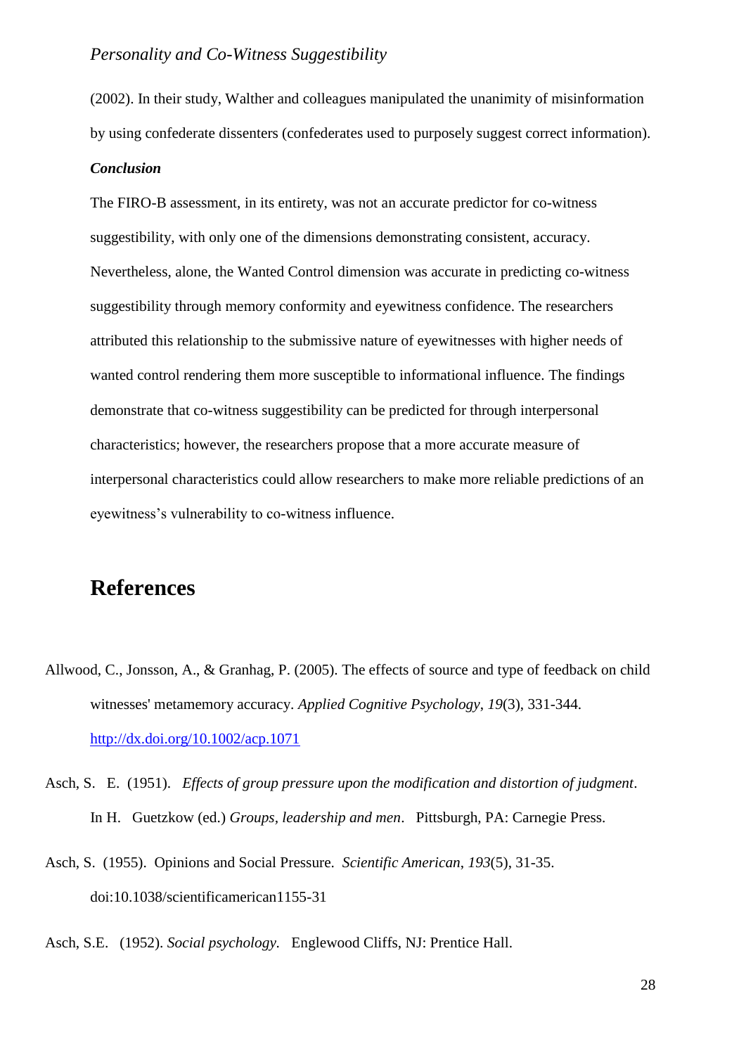(2002). In their study, Walther and colleagues manipulated the unanimity of misinformation by using confederate dissenters (confederates used to purposely suggest correct information).

***Conclusion***

The FIRO-B assessment, in its entirety, was not an accurate predictor for co-witness suggestibility, with only one of the dimensions demonstrating consistent, accuracy. Nevertheless, alone, the Wanted Control dimension was accurate in predicting co-witness suggestibility through memory conformity and eyewitness confidence. The researchers attributed this relationship to the submissive nature of eyewitnesses with higher needs of wanted control rendering them more susceptible to informational influence. The findings demonstrate that co-witness suggestibility can be predicted for through interpersonal characteristics; however, the researchers propose that a more accurate measure of interpersonal characteristics could allow researchers to make more reliable predictions of an eyewitness's vulnerability to co-witness influence.

# References

Allwood, C., Jonsson, A., & Granhag, P. (2005). The effects of source and type of feedback on child witnesses' metamemory accuracy. *Applied Cognitive Psychology*, *19*(3), 331-344. http://dx.doi.org/10.1002/acp.1071

Asch, S. E. (1951). *Effects of group pressure upon the modification and distortion of judgment*. In H. Guetzkow (ed.) *Groups, leadership and men*. Pittsburgh, PA: Carnegie Press.

Asch, S. (1955). Opinions and Social Pressure. *Scientific American*, *193*(5), 31-35. doi:10.1038/scientificamerican1155-31

Asch, S.E. (1952). *Social psychology.* Englewood Cliffs, NJ: Prentice Hall.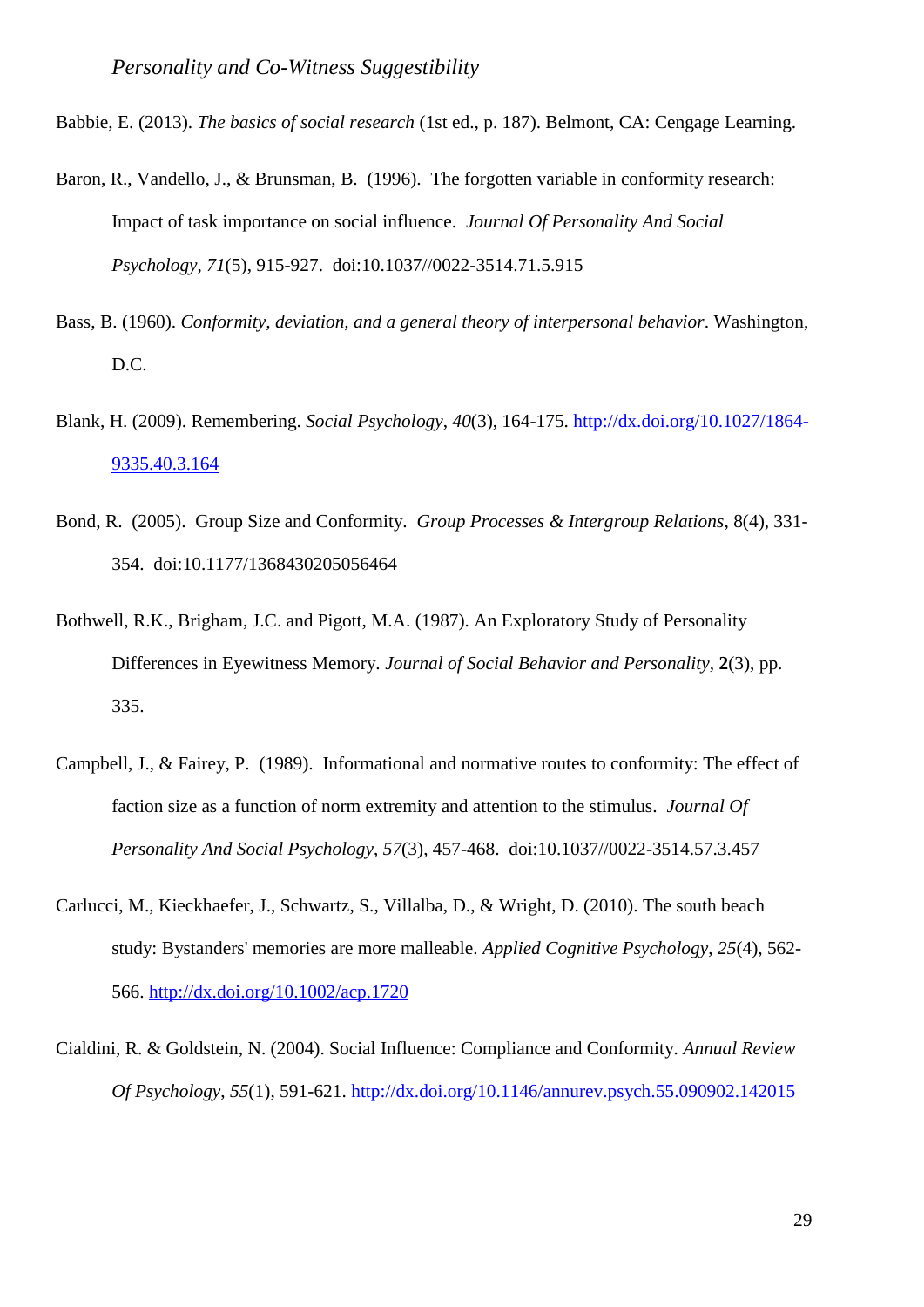Babbie, E. (2013). *The basics of social research* (1st ed., p. 187). Belmont, CA: Cengage Learning.

Baron, R., Vandello, J., & Brunsman, B. (1996). The forgotten variable in conformity research: Impact of task importance on social influence. *Journal Of Personality And Social Psychology*, *71*(5), 915-927. doi:10.1037//0022-3514.71.5.915

Bass, B. (1960). *Conformity, deviation, and a general theory of interpersonal behavior*. Washington, D.C.

Blank, H. (2009). Remembering. *Social Psychology*, *40*(3), 164-175. http://dx.doi.org/10.1027/1864-9335.40.3.164

Bond, R. (2005). Group Size and Conformity. *Group Processes & Intergroup Relations*, 8(4), 331-354. doi:10.1177/1368430205056464

Bothwell, R.K., Brigham, J.C. and Pigott, M.A. (1987). An Exploratory Study of Personality Differences in Eyewitness Memory. *Journal of Social Behavior and Personality*, **2**(3), pp. 335.

Campbell, J., & Fairey, P. (1989). Informational and normative routes to conformity: The effect of faction size as a function of norm extremity and attention to the stimulus. *Journal Of Personality And Social Psychology*, *57*(3), 457-468. doi:10.1037//0022-3514.57.3.457

Carlucci, M., Kieckhaefer, J., Schwartz, S., Villalba, D., & Wright, D. (2010). The south beach study: Bystanders' memories are more malleable. *Applied Cognitive Psychology*, *25*(4), 562-566. http://dx.doi.org/10.1002/acp.1720

Cialdini, R. & Goldstein, N. (2004). Social Influence: Compliance and Conformity. *Annual Review Of Psychology*, *55*(1), 591-621. http://dx.doi.org/10.1146/annurev.psych.55.090902.142015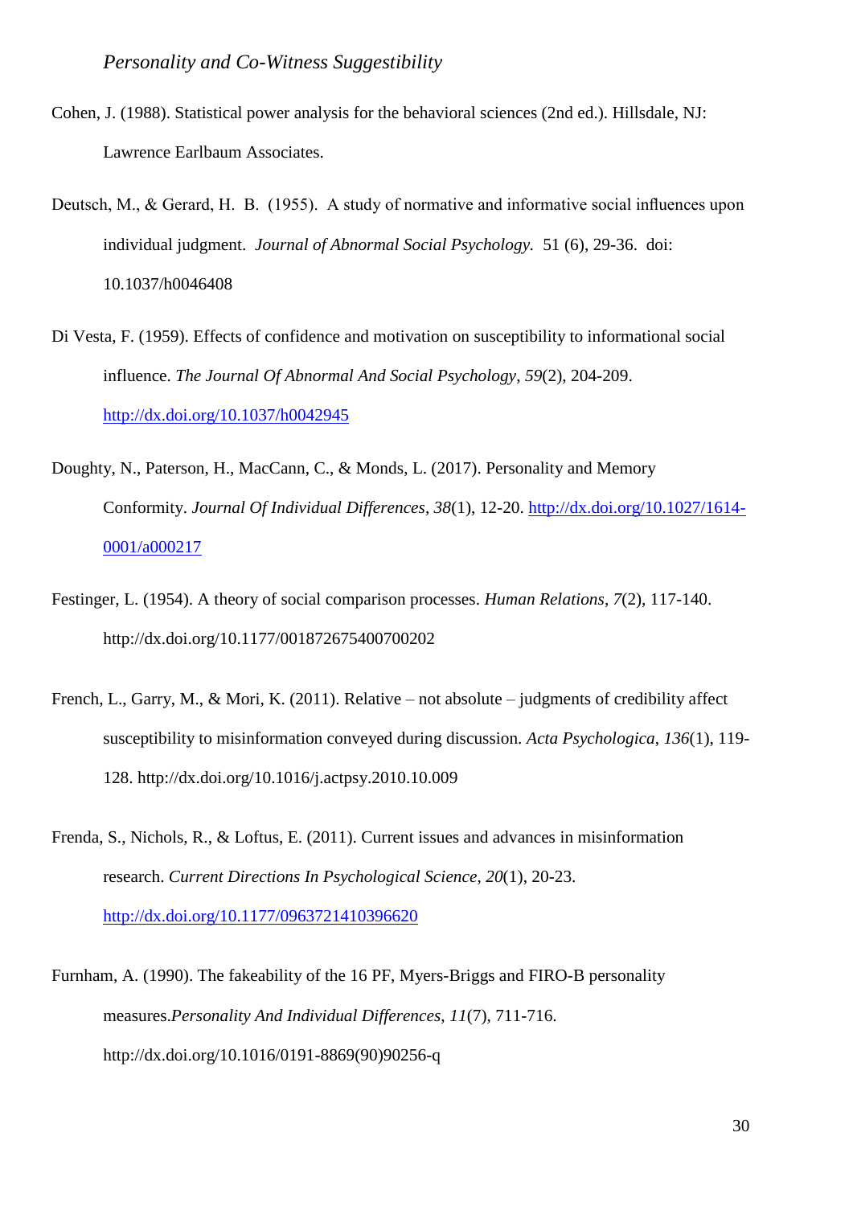Cohen, J. (1988). Statistical power analysis for the behavioral sciences (2nd ed.). Hillsdale, NJ: Lawrence Earlbaum Associates.

Deutsch, M., & Gerard, H. B. (1955). A study of normative and informative social influences upon individual judgment. *Journal of Abnormal Social Psychology.* 51 (6), 29-36. doi: 10.1037/h0046408

Di Vesta, F. (1959). Effects of confidence and motivation on susceptibility to informational social influence. *The Journal Of Abnormal And Social Psychology*, *59*(2), 204-209. http://dx.doi.org/10.1037/h0042945

Doughty, N., Paterson, H., MacCann, C., & Monds, L. (2017). Personality and Memory Conformity. *Journal Of Individual Differences*, *38*(1), 12-20. http://dx.doi.org/10.1027/1614-0001/a000217

Festinger, L. (1954). A theory of social comparison processes. *Human Relations*, *7*(2), 117-140. http://dx.doi.org/10.1177/001872675400700202

French, L., Garry, M., & Mori, K. (2011). Relative – not absolute – judgments of credibility affect susceptibility to misinformation conveyed during discussion. *Acta Psychologica*, *136*(1), 119-128. http://dx.doi.org/10.1016/j.actpsy.2010.10.009

Frenda, S., Nichols, R., & Loftus, E. (2011). Current issues and advances in misinformation research. *Current Directions In Psychological Science*, *20*(1), 20-23. http://dx.doi.org/10.1177/0963721410396620

Furnham, A. (1990). The fakeability of the 16 PF, Myers-Briggs and FIRO-B personality measures.*Personality And Individual Differences*, *11*(7), 711-716. http://dx.doi.org/10.1016/0191-8869(90)90256-q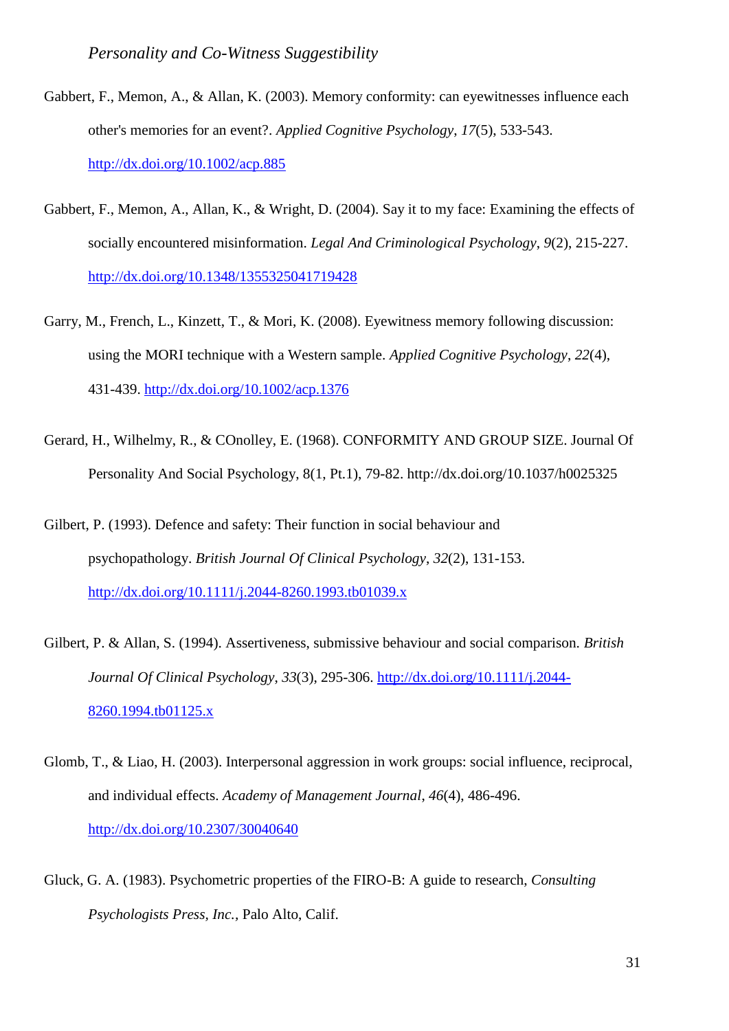Gabbert, F., Memon, A., & Allan, K. (2003). Memory conformity: can eyewitnesses influence each other's memories for an event?. *Applied Cognitive Psychology*, *17*(5), 533-543. http://dx.doi.org/10.1002/acp.885

Gabbert, F., Memon, A., Allan, K., & Wright, D. (2004). Say it to my face: Examining the effects of socially encountered misinformation. *Legal And Criminological Psychology*, *9*(2), 215-227. http://dx.doi.org/10.1348/1355325041719428

Garry, M., French, L., Kinzett, T., & Mori, K. (2008). Eyewitness memory following discussion: using the MORI technique with a Western sample. *Applied Cognitive Psychology*, *22*(4), 431-439. http://dx.doi.org/10.1002/acp.1376

Gerard, H., Wilhelmy, R., & COnolley, E. (1968). CONFORMITY AND GROUP SIZE. Journal Of Personality And Social Psychology, 8(1, Pt.1), 79-82. http://dx.doi.org/10.1037/h0025325

Gilbert, P. (1993). Defence and safety: Their function in social behaviour and psychopathology. *British Journal Of Clinical Psychology*, *32*(2), 131-153. http://dx.doi.org/10.1111/j.2044-8260.1993.tb01039.x

Gilbert, P. & Allan, S. (1994). Assertiveness, submissive behaviour and social comparison. *British Journal Of Clinical Psychology*, *33*(3), 295-306. http://dx.doi.org/10.1111/j.2044-8260.1994.tb01125.x

Glomb, T., & Liao, H. (2003). Interpersonal aggression in work groups: social influence, reciprocal, and individual effects. *Academy of Management Journal*, *46*(4), 486-496. http://dx.doi.org/10.2307/30040640

Gluck, G. A. (1983). Psychometric properties of the FIRO-B: A guide to research, *Consulting Psychologists Press, Inc.*, Palo Alto, Calif.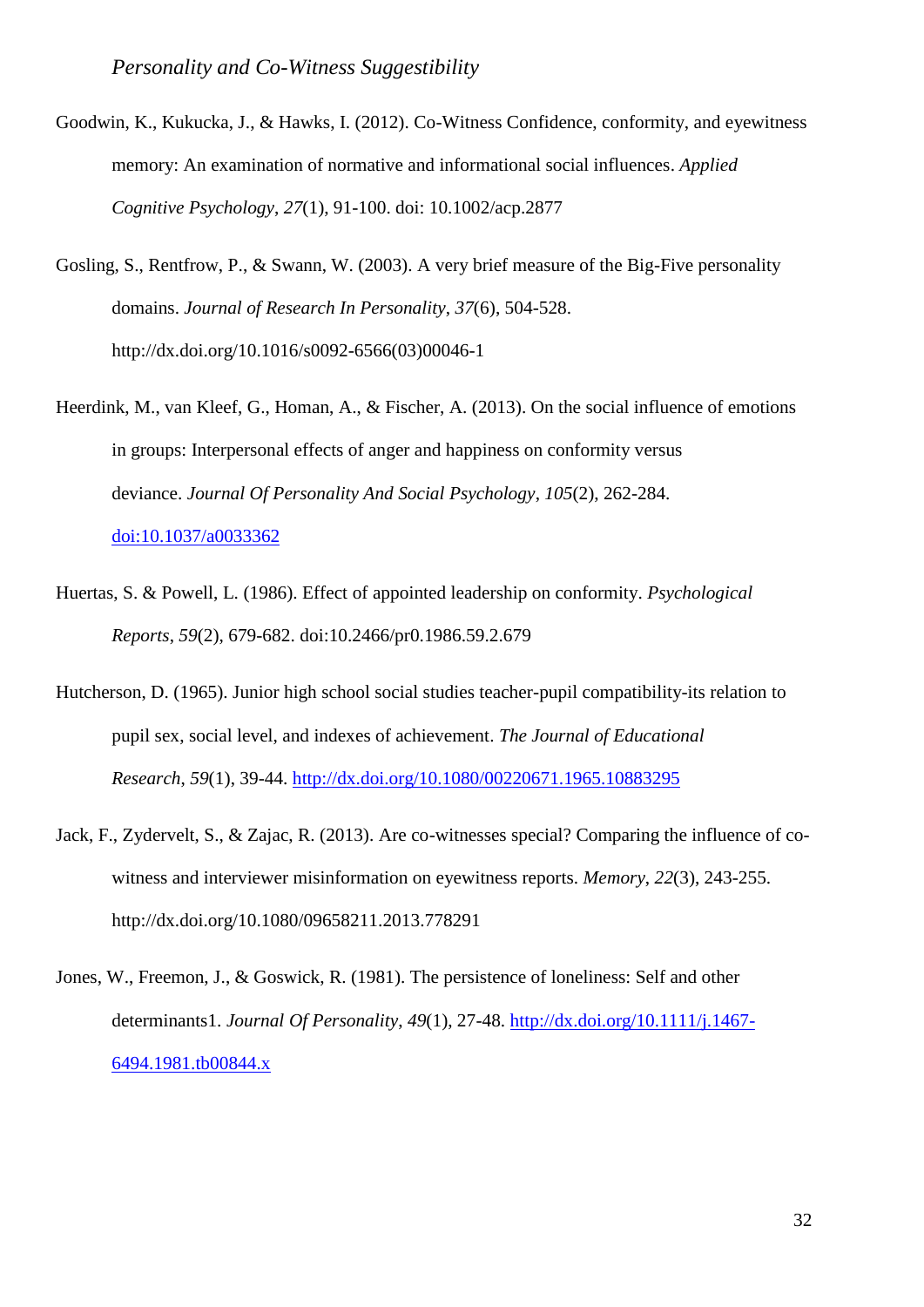Goodwin, K., Kukucka, J., & Hawks, I. (2012). Co-Witness Confidence, conformity, and eyewitness memory: An examination of normative and informational social influences. *Applied Cognitive Psychology*, *27*(1), 91-100. doi: 10.1002/acp.2877

Gosling, S., Rentfrow, P., & Swann, W. (2003). A very brief measure of the Big-Five personality domains. *Journal of Research In Personality*, *37*(6), 504-528. http://dx.doi.org/10.1016/s0092-6566(03)00046-1

Heerdink, M., van Kleef, G., Homan, A., & Fischer, A. (2013). On the social influence of emotions in groups: Interpersonal effects of anger and happiness on conformity versus deviance. *Journal Of Personality And Social Psychology*, *105*(2), 262-284. doi:10.1037/a0033362

Huertas, S. & Powell, L. (1986). Effect of appointed leadership on conformity. *Psychological Reports*, *59*(2), 679-682. doi:10.2466/pr0.1986.59.2.679

Hutcherson, D. (1965). Junior high school social studies teacher-pupil compatibility-its relation to pupil sex, social level, and indexes of achievement. *The Journal of Educational Research*, *59*(1), 39-44. http://dx.doi.org/10.1080/00220671.1965.10883295

Jack, F., Zydervelt, S., & Zajac, R. (2013). Are co-witnesses special? Comparing the influence of co-witness and interviewer misinformation on eyewitness reports. *Memory*, *22*(3), 243-255. http://dx.doi.org/10.1080/09658211.2013.778291

Jones, W., Freemon, J., & Goswick, R. (1981). The persistence of loneliness: Self and other determinants1. *Journal Of Personality*, *49*(1), 27-48. http://dx.doi.org/10.1111/j.1467-6494.1981.tb00844.x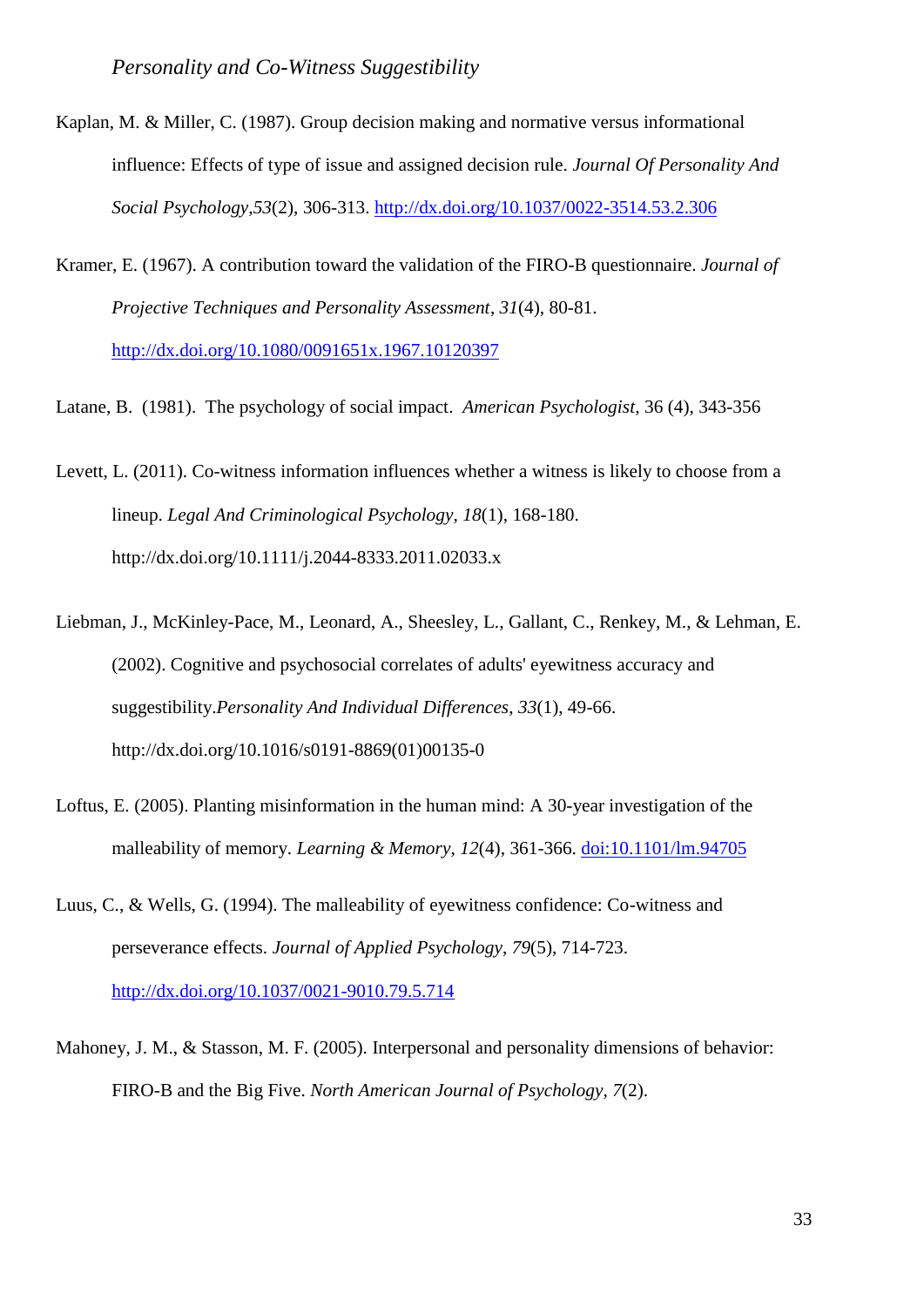Kaplan, M. & Miller, C. (1987). Group decision making and normative versus informational influence: Effects of type of issue and assigned decision rule. *Journal Of Personality And Social Psychology*,*53*(2), 306-313. http://dx.doi.org/10.1037/0022-3514.53.2.306

Kramer, E. (1967). A contribution toward the validation of the FIRO-B questionnaire. *Journal of Projective Techniques and Personality Assessment*, *31*(4), 80-81. http://dx.doi.org/10.1080/0091651x.1967.10120397

Latane, B. (1981). The psychology of social impact. *American Psychologist*, 36 (4), 343-356

Levett, L. (2011). Co-witness information influences whether a witness is likely to choose from a lineup. *Legal And Criminological Psychology*, *18*(1), 168-180. http://dx.doi.org/10.1111/j.2044-8333.2011.02033.x

Liebman, J., McKinley-Pace, M., Leonard, A., Sheesley, L., Gallant, C., Renkey, M., & Lehman, E. (2002). Cognitive and psychosocial correlates of adults' eyewitness accuracy and suggestibility.*Personality And Individual Differences*, *33*(1), 49-66. http://dx.doi.org/10.1016/s0191-8869(01)00135-0

Loftus, E. (2005). Planting misinformation in the human mind: A 30-year investigation of the malleability of memory. *Learning & Memory*, *12*(4), 361-366. doi:10.1101/lm.94705

Luus, C., & Wells, G. (1994). The malleability of eyewitness confidence: Co-witness and perseverance effects. *Journal of Applied Psychology*, *79*(5), 714-723. http://dx.doi.org/10.1037/0021-9010.79.5.714

Mahoney, J. M., & Stasson, M. F. (2005). Interpersonal and personality dimensions of behavior: FIRO-B and the Big Five. *North American Journal of Psychology*, *7*(2).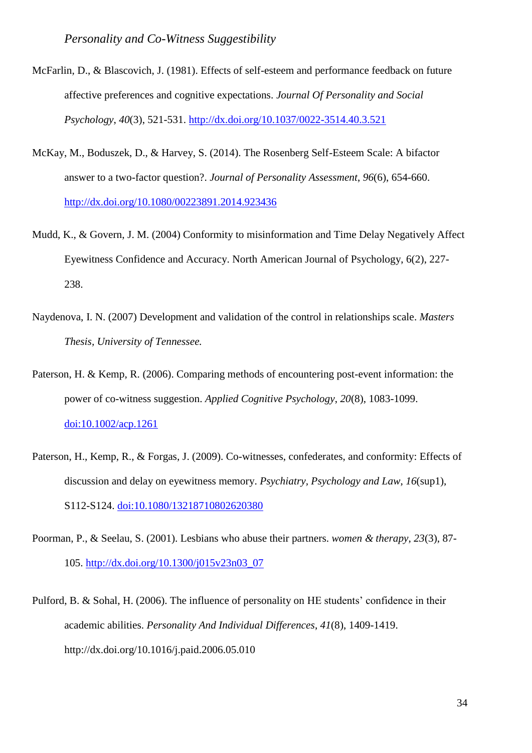McFarlin, D., & Blascovich, J. (1981). Effects of self-esteem and performance feedback on future affective preferences and cognitive expectations. *Journal Of Personality and Social Psychology*, *40*(3), 521-531. http://dx.doi.org/10.1037/0022-3514.40.3.521

McKay, M., Boduszek, D., & Harvey, S. (2014). The Rosenberg Self-Esteem Scale: A bifactor answer to a two-factor question?. *Journal of Personality Assessment*, *96*(6), 654-660. http://dx.doi.org/10.1080/00223891.2014.923436

Mudd, K., & Govern, J. M. (2004) Conformity to misinformation and Time Delay Negatively Affect Eyewitness Confidence and Accuracy. North American Journal of Psychology, 6(2), 227-238.

Naydenova, I. N. (2007) Development and validation of the control in relationships scale. *Masters Thesis, University of Tennessee.*

Paterson, H. & Kemp, R. (2006). Comparing methods of encountering post-event information: the power of co-witness suggestion. *Applied Cognitive Psychology*, *20*(8), 1083-1099. doi:10.1002/acp.1261

Paterson, H., Kemp, R., & Forgas, J. (2009). Co-witnesses, confederates, and conformity: Effects of discussion and delay on eyewitness memory. *Psychiatry, Psychology and Law*, *16*(sup1), S112-S124. doi:10.1080/13218710802620380

Poorman, P., & Seelau, S. (2001). Lesbians who abuse their partners. *women & therapy*, *23*(3), 87-105. http://dx.doi.org/10.1300/j015v23n03_07

Pulford, B. & Sohal, H. (2006). The influence of personality on HE students' confidence in their academic abilities. *Personality And Individual Differences*, *41*(8), 1409-1419. http://dx.doi.org/10.1016/j.paid.2006.05.010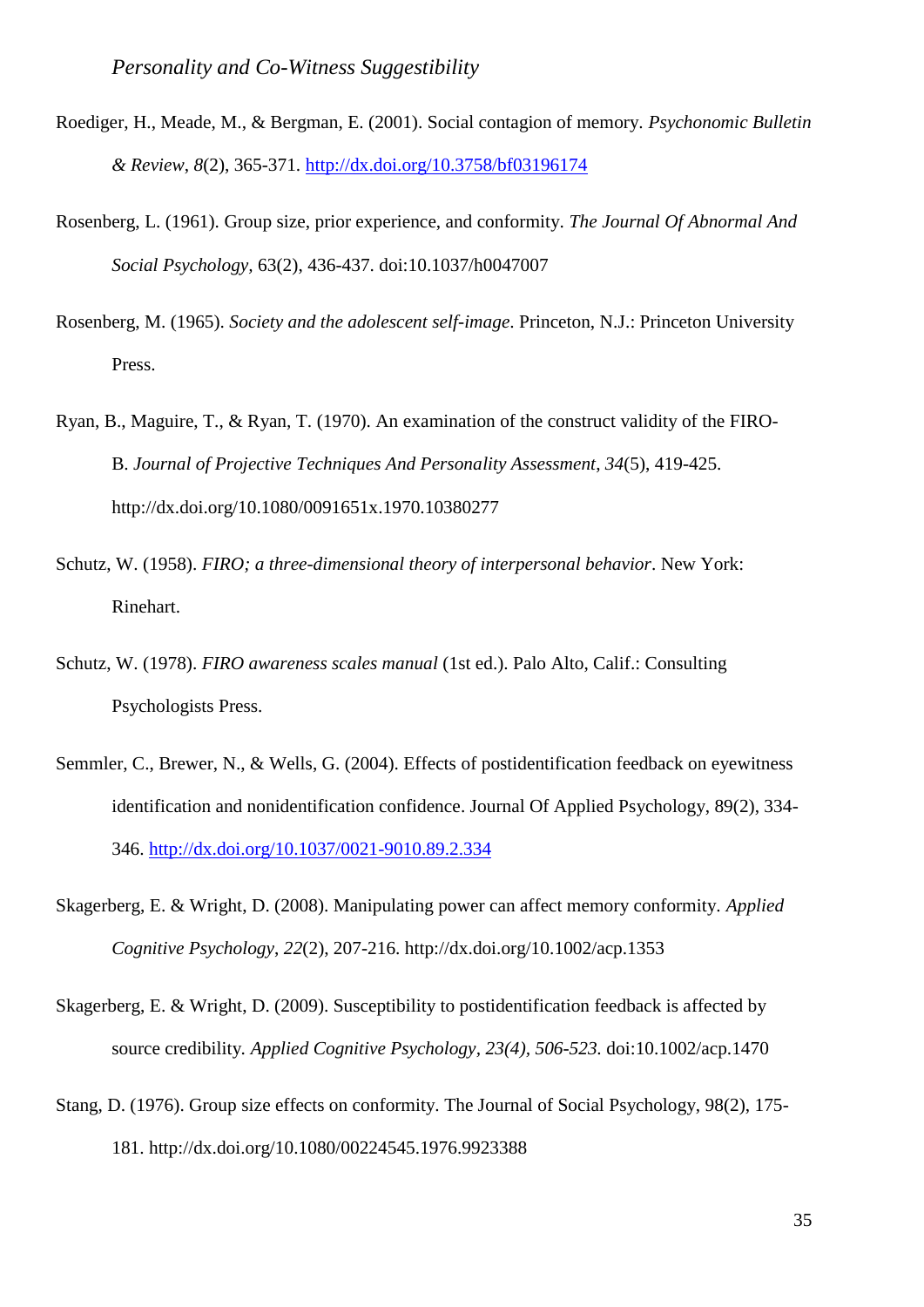Roediger, H., Meade, M., & Bergman, E. (2001). Social contagion of memory. *Psychonomic Bulletin & Review*, *8*(2), 365-371. http://dx.doi.org/10.3758/bf03196174

Rosenberg, L. (1961). Group size, prior experience, and conformity. *The Journal Of Abnormal And Social Psychology,* 63(2), 436-437. doi:10.1037/h0047007

Rosenberg, M. (1965). *Society and the adolescent self-image*. Princeton, N.J.: Princeton University Press.

Ryan, B., Maguire, T., & Ryan, T. (1970). An examination of the construct validity of the FIRO-B. *Journal of Projective Techniques And Personality Assessment*, *34*(5), 419-425. http://dx.doi.org/10.1080/0091651x.1970.10380277

Schutz, W. (1958). *FIRO; a three-dimensional theory of interpersonal behavior*. New York: Rinehart.

Schutz, W. (1978). *FIRO awareness scales manual* (1st ed.). Palo Alto, Calif.: Consulting Psychologists Press.

Semmler, C., Brewer, N., & Wells, G. (2004). Effects of postidentification feedback on eyewitness identification and nonidentification confidence. Journal Of Applied Psychology, 89(2), 334-346. http://dx.doi.org/10.1037/0021-9010.89.2.334

Skagerberg, E. & Wright, D. (2008). Manipulating power can affect memory conformity. *Applied Cognitive Psychology*, *22*(2), 207-216. http://dx.doi.org/10.1002/acp.1353

Skagerberg, E. & Wright, D. (2009). Susceptibility to postidentification feedback is affected by source credibility. *Applied Cognitive Psychology, 23(4), 506-523.* doi:10.1002/acp.1470

Stang, D. (1976). Group size effects on conformity. The Journal of Social Psychology, 98(2), 175-181. http://dx.doi.org/10.1080/00224545.1976.9923388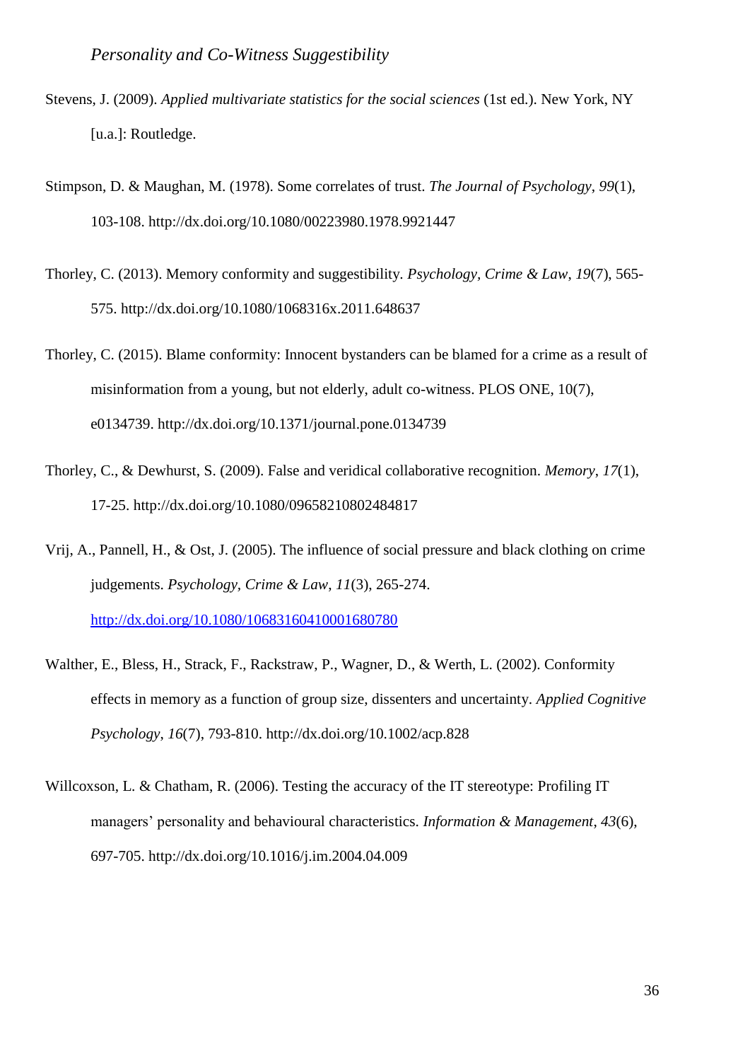Stevens, J. (2009). *Applied multivariate statistics for the social sciences* (1st ed.). New York, NY [u.a.]: Routledge.

Stimpson, D. & Maughan, M. (1978). Some correlates of trust. *The Journal of Psychology*, *99*(1), 103-108. http://dx.doi.org/10.1080/00223980.1978.9921447

Thorley, C. (2013). Memory conformity and suggestibility. *Psychology, Crime & Law*, *19*(7), 565-575. http://dx.doi.org/10.1080/1068316x.2011.648637

Thorley, C. (2015). Blame conformity: Innocent bystanders can be blamed for a crime as a result of misinformation from a young, but not elderly, adult co-witness. PLOS ONE, 10(7), e0134739. http://dx.doi.org/10.1371/journal.pone.0134739

Thorley, C., & Dewhurst, S. (2009). False and veridical collaborative recognition. *Memory*, *17*(1), 17-25. http://dx.doi.org/10.1080/09658210802484817

Vrij, A., Pannell, H., & Ost, J. (2005). The influence of social pressure and black clothing on crime judgements. *Psychology, Crime & Law*, *11*(3), 265-274. http://dx.doi.org/10.1080/10683160410001680780

Walther, E., Bless, H., Strack, F., Rackstraw, P., Wagner, D., & Werth, L. (2002). Conformity effects in memory as a function of group size, dissenters and uncertainty. *Applied Cognitive Psychology*, *16*(7), 793-810. http://dx.doi.org/10.1002/acp.828

Willcoxson, L. & Chatham, R. (2006). Testing the accuracy of the IT stereotype: Profiling IT managers' personality and behavioural characteristics. *Information & Management*, *43*(6), 697-705. http://dx.doi.org/10.1016/j.im.2004.04.009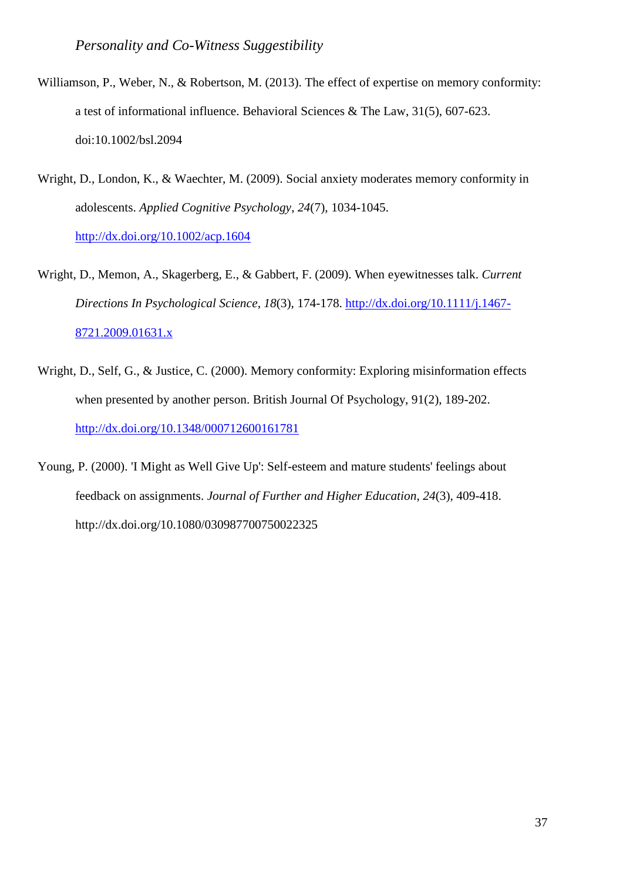Williamson, P., Weber, N., & Robertson, M. (2013). The effect of expertise on memory conformity: a test of informational influence. Behavioral Sciences & The Law, 31(5), 607-623. doi:10.1002/bsl.2094

Wright, D., London, K., & Waechter, M. (2009). Social anxiety moderates memory conformity in adolescents. *Applied Cognitive Psychology*, *24*(7), 1034-1045. http://dx.doi.org/10.1002/acp.1604

Wright, D., Memon, A., Skagerberg, E., & Gabbert, F. (2009). When eyewitnesses talk. *Current Directions In Psychological Science*, *18*(3), 174-178. http://dx.doi.org/10.1111/j.1467-8721.2009.01631.x

Wright, D., Self, G., & Justice, C. (2000). Memory conformity: Exploring misinformation effects when presented by another person. British Journal Of Psychology, 91(2), 189-202. http://dx.doi.org/10.1348/000712600161781

Young, P. (2000). 'I Might as Well Give Up': Self-esteem and mature students' feelings about feedback on assignments. *Journal of Further and Higher Education*, *24*(3), 409-418. http://dx.doi.org/10.1080/030987700750022325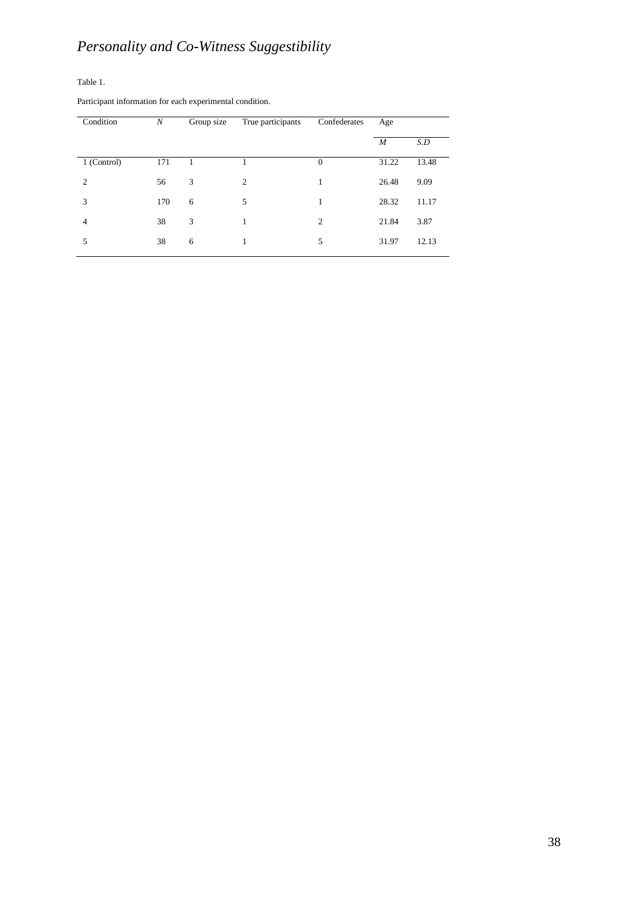Table 1.

Participant information for each experimental condition.

| Condition | *N* | Group size | True participants | Confederates | Age | |
|---|---|---|---|---|---|---|
| | | | | | *M* | *S.D* |
| 1 (Control) | 171 | 1 | 1 | 0 | 31.22 | 13.48 |
| 2 | 56 | 3 | 2 | 1 | 26.48 | 9.09 |
| 3 | 170 | 6 | 5 | 1 | 28.32 | 11.17 |
| 4 | 38 | 3 | 1 | 2 | 21.84 | 3.87 |
| 5 | 38 | 6 | 1 | 5 | 31.97 | 12.13 |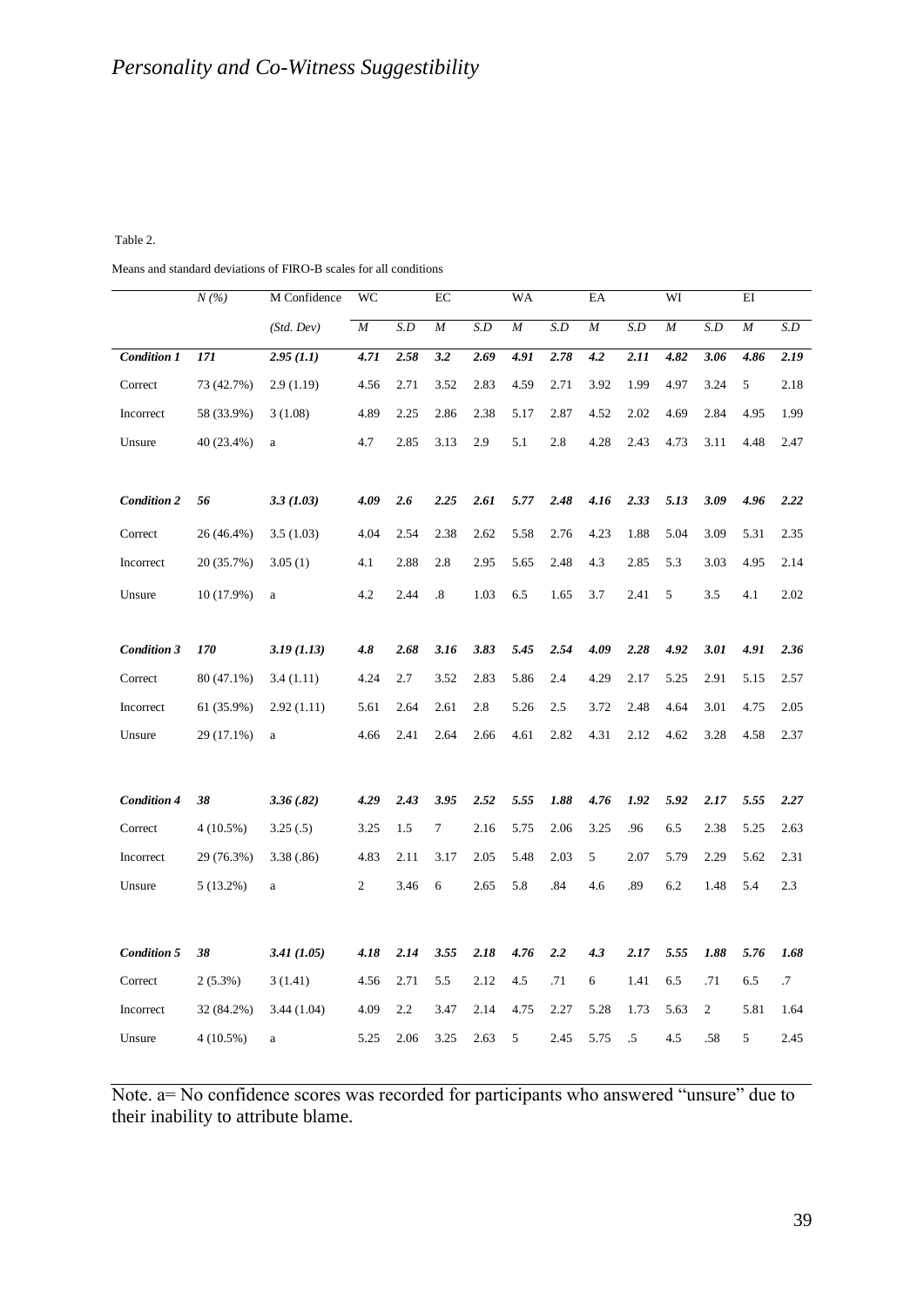Table 2.

Means and standard deviations of FIRO-B scales for all conditions

| | *N (%)* | M Confidence | WC | | EC | | WA | | EA | | WI | | EI | |
|---|---|---|---|---|---|---|---|---|---|---|---|---|---|---|
| | | *(Std. Dev)* | *M* | *S.D* | *M* | *S.D* | *M* | *S.D* | *M* | *S.D* | *M* | *S.D* | *M* | *S.D* |
| ***Condition 1*** | ***171*** | ***2.95 (1.1)*** | ***4.71*** | ***2.58*** | ***3.2*** | ***2.69*** | ***4.91*** | ***2.78*** | ***4.2*** | ***2.11*** | ***4.82*** | ***3.06*** | ***4.86*** | ***2.19*** |
| Correct | 73 (42.7%) | 2.9 (1.19) | 4.56 | 2.71 | 3.52 | 2.83 | 4.59 | 2.71 | 3.92 | 1.99 | 4.97 | 3.24 | 5 | 2.18 |
| Incorrect | 58 (33.9%) | 3 (1.08) | 4.89 | 2.25 | 2.86 | 2.38 | 5.17 | 2.87 | 4.52 | 2.02 | 4.69 | 2.84 | 4.95 | 1.99 |
| Unsure | 40 (23.4%) | a | 4.7 | 2.85 | 3.13 | 2.9 | 5.1 | 2.8 | 4.28 | 2.43 | 4.73 | 3.11 | 4.48 | 2.47 |
| ***Condition 2*** | ***56*** | ***3.3 (1.03)*** | ***4.09*** | ***2.6*** | ***2.25*** | ***2.61*** | ***5.77*** | ***2.48*** | ***4.16*** | ***2.33*** | ***5.13*** | ***3.09*** | ***4.96*** | ***2.22*** |
| Correct | 26 (46.4%) | 3.5 (1.03) | 4.04 | 2.54 | 2.38 | 2.62 | 5.58 | 2.76 | 4.23 | 1.88 | 5.04 | 3.09 | 5.31 | 2.35 |
| Incorrect | 20 (35.7%) | 3.05 (1) | 4.1 | 2.88 | 2.8 | 2.95 | 5.65 | 2.48 | 4.3 | 2.85 | 5.3 | 3.03 | 4.95 | 2.14 |
| Unsure | 10 (17.9%) | a | 4.2 | 2.44 | .8 | 1.03 | 6.5 | 1.65 | 3.7 | 2.41 | 5 | 3.5 | 4.1 | 2.02 |
| ***Condition 3*** | ***170*** | ***3.19 (1.13)*** | ***4.8*** | ***2.68*** | ***3.16*** | ***3.83*** | ***5.45*** | ***2.54*** | ***4.09*** | ***2.28*** | ***4.92*** | ***3.01*** | ***4.91*** | ***2.36*** |
| Correct | 80 (47.1%) | 3.4 (1.11) | 4.24 | 2.7 | 3.52 | 2.83 | 5.86 | 2.4 | 4.29 | 2.17 | 5.25 | 2.91 | 5.15 | 2.57 |
| Incorrect | 61 (35.9%) | 2.92 (1.11) | 5.61 | 2.64 | 2.61 | 2.8 | 5.26 | 2.5 | 3.72 | 2.48 | 4.64 | 3.01 | 4.75 | 2.05 |
| Unsure | 29 (17.1%) | a | 4.66 | 2.41 | 2.64 | 2.66 | 4.61 | 2.82 | 4.31 | 2.12 | 4.62 | 3.28 | 4.58 | 2.37 |
| ***Condition 4*** | ***38*** | ***3.36 (.82)*** | ***4.29*** | ***2.43*** | ***3.95*** | ***2.52*** | ***5.55*** | ***1.88*** | ***4.76*** | ***1.92*** | ***5.92*** | ***2.17*** | ***5.55*** | ***2.27*** |
| Correct | 4 (10.5%) | 3.25 (.5) | 3.25 | 1.5 | 7 | 2.16 | 5.75 | 2.06 | 3.25 | .96 | 6.5 | 2.38 | 5.25 | 2.63 |
| Incorrect | 29 (76.3%) | 3.38 (.86) | 4.83 | 2.11 | 3.17 | 2.05 | 5.48 | 2.03 | 5 | 2.07 | 5.79 | 2.29 | 5.62 | 2.31 |
| Unsure | 5 (13.2%) | a | 2 | 3.46 | 6 | 2.65 | 5.8 | .84 | 4.6 | .89 | 6.2 | 1.48 | 5.4 | 2.3 |
| ***Condition 5*** | ***38*** | ***3.41 (1.05)*** | ***4.18*** | ***2.14*** | ***3.55*** | ***2.18*** | ***4.76*** | ***2.2*** | ***4.3*** | ***2.17*** | ***5.55*** | ***1.88*** | ***5.76*** | ***1.68*** |
| Correct | 2 (5.3%) | 3 (1.41) | 4.56 | 2.71 | 5.5 | 2.12 | 4.5 | .71 | 6 | 1.41 | 6.5 | .71 | 6.5 | .7 |
| Incorrect | 32 (84.2%) | 3.44 (1.04) | 4.09 | 2.2 | 3.47 | 2.14 | 4.75 | 2.27 | 5.28 | 1.73 | 5.63 | 2 | 5.81 | 1.64 |
| Unsure | 4 (10.5%) | a | 5.25 | 2.06 | 3.25 | 2.63 | 5 | 2.45 | 5.75 | .5 | 4.5 | .58 | 5 | 2.45 |

Note. a= No confidence scores was recorded for participants who answered "unsure" due to their inability to attribute blame.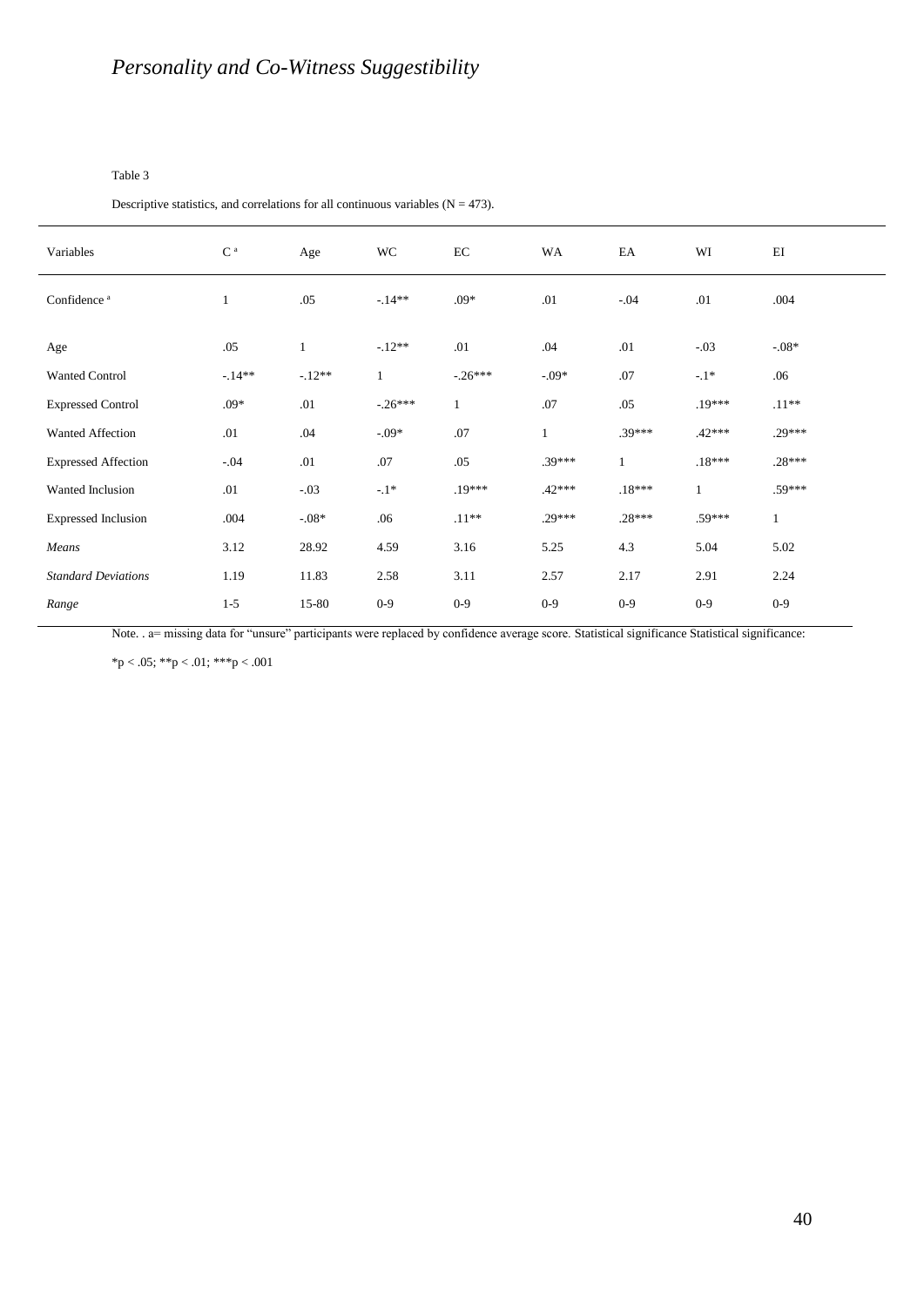Table 3

Descriptive statistics, and correlations for all continuous variables (N = 473).

| Variables | C [a] | Age | WC | EC | WA | EA | WI | EI |
|---|---|---|---|---|---|---|---|---|
| Confidence [a] | 1 | .05 | -.14** | .09* | .01 | -.04 | .01 | .004 |
| Age | .05 | 1 | -.12** | .01 | .04 | .01 | -.03 | -.08* |
| Wanted Control | -.14** | -.12** | 1 | -.26*** | -.09* | .07 | -.1* | .06 |
| Expressed Control | .09* | .01 | -.26*** | 1 | .07 | .05 | .19*** | .11** |
| Wanted Affection | .01 | .04 | -.09* | .07 | 1 | .39*** | .42*** | .29*** |
| Expressed Affection | -.04 | .01 | .07 | .05 | .39*** | 1 | .18*** | .28*** |
| Wanted Inclusion | .01 | -.03 | -.1* | .19*** | .42*** | .18*** | 1 | .59*** |
| Expressed Inclusion | .004 | -.08* | .06 | .11** | .29*** | .28*** | .59*** | 1 |
| *Means* | 3.12 | 28.92 | 4.59 | 3.16 | 5.25 | 4.3 | 5.04 | 5.02 |
| *Standard Deviations* | 1.19 | 11.83 | 2.58 | 3.11 | 2.57 | 2.17 | 2.91 | 2.24 |
| *Range* | 1-5 | 15-80 | 0-9 | 0-9 | 0-9 | 0-9 | 0-9 | 0-9 |

Note. . a= missing data for "unsure" participants were replaced by confidence average score. Statistical significance Statistical significance:

*p < .05; **p < .01; ***p < .001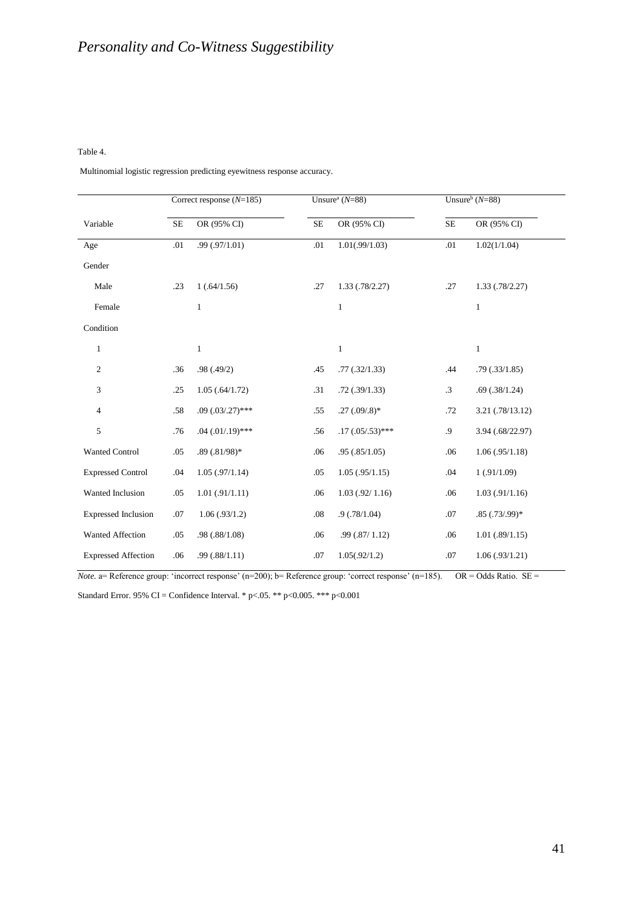Table 4.

Multinomial logistic regression predicting eyewitness response accuracy.

| | Correct response ($N$=185) | | Unsure[a] ($N$=88) | | Unsure[b] ($N$=88) | |
|---|---|---|---|---|---|---|
| Variable | SE | OR (95% CI) | SE | OR (95% CI) | SE | OR (95% CI) |
| Age | .01 | .99 (.97/1.01) | .01 | 1.01(.99/1.03) | .01 | 1.02(1/1.04) |
| Gender | | | | | | |
| Male | .23 | 1 (.64/1.56) | .27 | 1.33 (.78/2.27) | .27 | 1.33 (.78/2.27) |
| Female | | 1 | | 1 | | 1 |
| Condition | | | | | | |
| 1 | | 1 | | 1 | | 1 |
| 2 | .36 | .98 (.49/2) | .45 | .77 (.32/1.33) | .44 | .79 (.33/1.85) |
| 3 | .25 | 1.05 (.64/1.72) | .31 | .72 (.39/1.33) | .3 | .69 (.38/1.24) |
| 4 | .58 | .09 (.03/.27)*** | .55 | .27 (.09/.8)* | .72 | 3.21 (.78/13.12) |
| 5 | .76 | .04 (.01/.19)*** | .56 | .17 (.05/.53)*** | .9 | 3.94 (.68/22.97) |
| Wanted Control | .05 | .89 (.81/98)* | .06 | .95 (.85/1.05) | .06 | 1.06 (.95/1.18) |
| Expressed Control | .04 | 1.05 (.97/1.14) | .05 | 1.05 (.95/1.15) | .04 | 1 (.91/1.09) |
| Wanted Inclusion | .05 | 1.01 (.91/1.11) | .06 | 1.03 (.92/ 1.16) | .06 | 1.03 (.91/1.16) |
| Expressed Inclusion | .07 | 1.06 (.93/1.2) | .08 | .9 (.78/1.04) | .07 | .85 (.73/.99)* |
| Wanted Affection | .05 | .98 (.88/1.08) | .06 | .99 (.87/ 1.12) | .06 | 1.01 (.89/1.15) |
| Expressed Affection | .06 | .99 (.88/1.11) | .07 | 1.05(.92/1.2) | .07 | 1.06 (.93/1.21) |

*Note.* a= Reference group: 'incorrect response' (n=200); b= Reference group: 'correct response' (n=185). OR = Odds Ratio. SE = Standard Error. 95% CI = Confidence Interval. * p<.05. ** p<0.005. *** p<0.001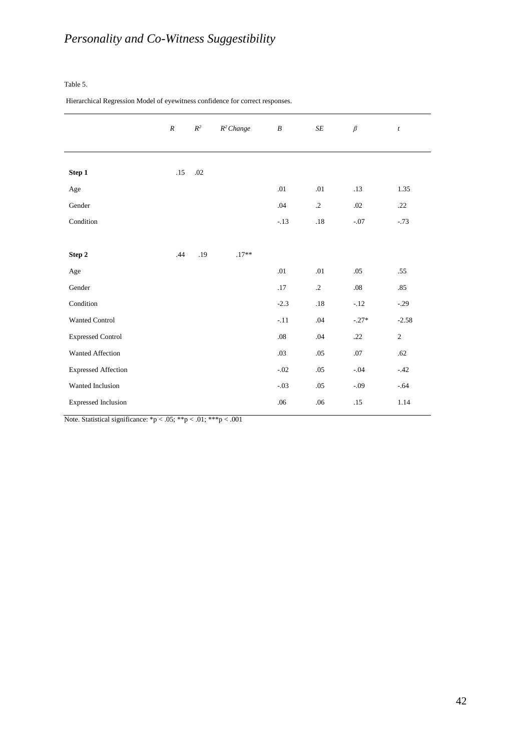Table 5.

Hierarchical Regression Model of eyewitness confidence for correct responses.

| | *R* | $R^2$ | $R^2$ *Change* | *B* | *SE* | *β* | *t* |
|---|---|---|---|---|---|---|---|
| **Step 1** | .15 | .02 | | | | | |
| Age | | | | .01 | .01 | .13 | 1.35 |
| Gender | | | | .04 | .2 | .02 | .22 |
| Condition | | | | -.13 | .18 | -.07 | -.73 |
| **Step 2** | .44 | .19 | .17** | | | | |
| Age | | | | .01 | .01 | .05 | .55 |
| Gender | | | | .17 | .2 | .08 | .85 |
| Condition | | | | -2.3 | .18 | -.12 | -.29 |
| Wanted Control | | | | -.11 | .04 | -.27* | -2.58 |
| Expressed Control | | | | .08 | .04 | .22 | 2 |
| Wanted Affection | | | | .03 | .05 | .07 | .62 |
| Expressed Affection | | | | -.02 | .05 | -.04 | -.42 |
| Wanted Inclusion | | | | -.03 | .05 | -.09 | -.64 |
| Expressed Inclusion | | | | .06 | .06 | .15 | 1.14 |

Note. Statistical significance: *p < .05; **p < .01; ***p < .001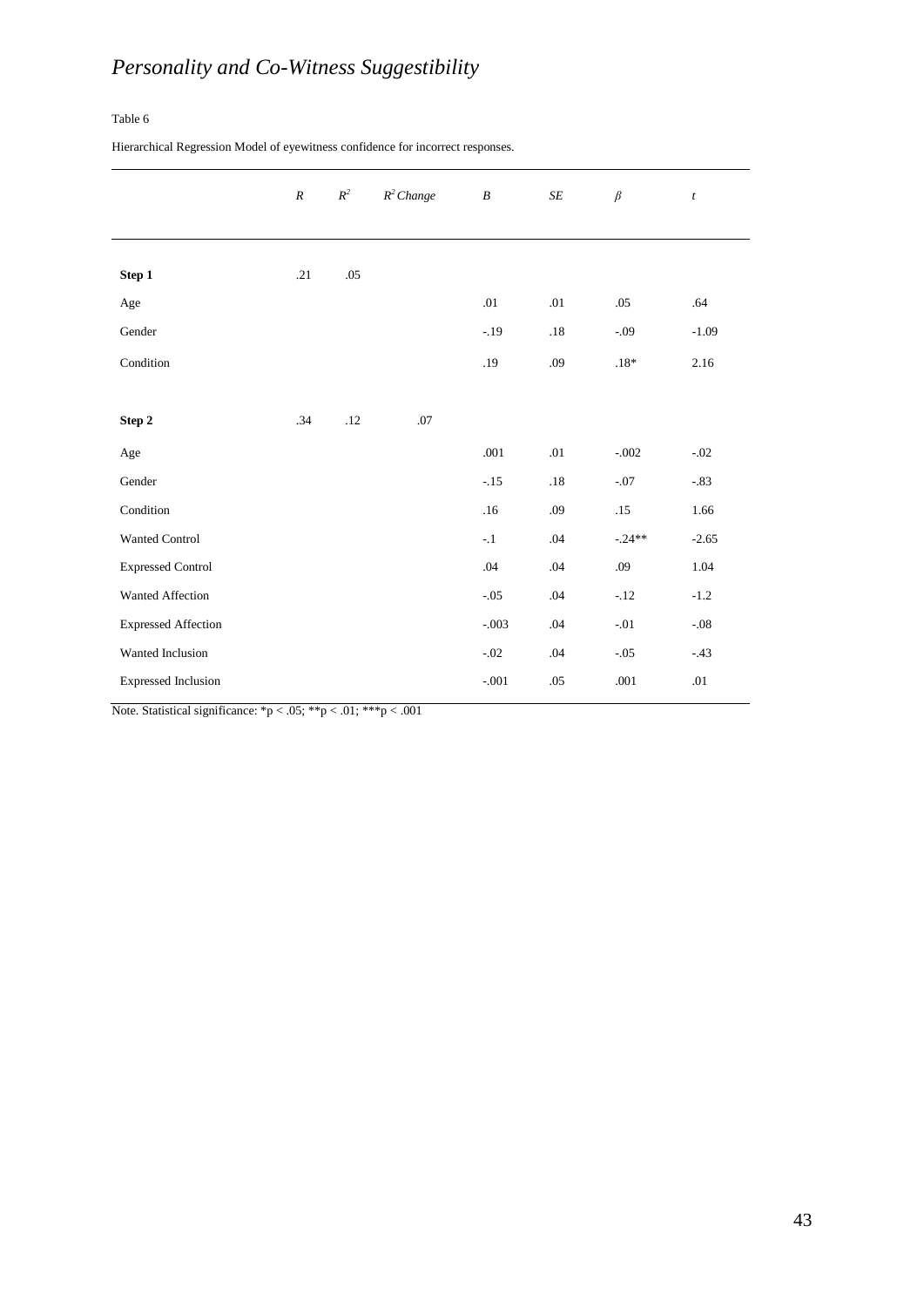Table 6

Hierarchical Regression Model of eyewitness confidence for incorrect responses.

| | *R* | $R^2$ | $R^2$ *Change* | *B* | *SE* | *β* | *t* |
|---|---|---|---|---|---|---|---|
| **Step 1** | .21 | .05 | | | | | |
| Age | | | | .01 | .01 | .05 | .64 |
| Gender | | | | -.19 | .18 | -.09 | -1.09 |
| Condition | | | | .19 | .09 | .18* | 2.16 |
| **Step 2** | .34 | .12 | .07 | | | | |
| Age | | | | .001 | .01 | -.002 | -.02 |
| Gender | | | | -.15 | .18 | -.07 | -.83 |
| Condition | | | | .16 | .09 | .15 | 1.66 |
| Wanted Control | | | | -.1 | .04 | -.24** | -2.65 |
| Expressed Control | | | | .04 | .04 | .09 | 1.04 |
| Wanted Affection | | | | -.05 | .04 | -.12 | -1.2 |
| Expressed Affection | | | | -.003 | .04 | -.01 | -.08 |
| Wanted Inclusion | | | | -.02 | .04 | -.05 | -.43 |
| Expressed Inclusion | | | | -.001 | .05 | .001 | .01 |

Note. Statistical significance: *$p < .05$; **$p < .01$; ***$p < .001$